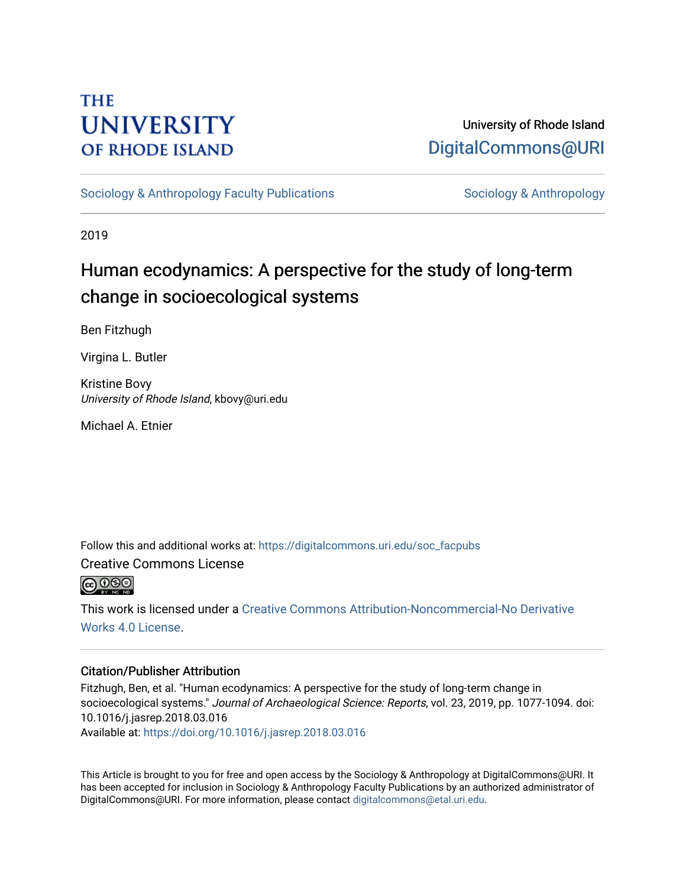THE UNIVERSITY OF RHODE ISLAND

University of Rhode Island
DigitalCommons@URI

Sociology & Anthropology Faculty Publications | Sociology & Anthropology

2019

# Human ecodynamics: A perspective for the study of long-term change in socioecological systems

Ben Fitzhugh

Virgina L. Butler

Kristine Bovy
*University of Rhode Island*, kbovy@uri.edu

Michael A. Etnier

Follow this and additional works at: https://digitalcommons.uri.edu/soc_facpubs

Creative Commons License

This work is licensed under a Creative Commons Attribution-Noncommercial-No Derivative Works 4.0 License.

## Citation/Publisher Attribution

Fitzhugh, Ben, et al. "Human ecodynamics: A perspective for the study of long-term change in socioecological systems." *Journal of Archaeological Science: Reports*, vol. 23, 2019, pp. 1077-1094. doi: 10.1016/j.jasrep.2018.03.016
Available at: https://doi.org/10.1016/j.jasrep.2018.03.016

This Article is brought to you for free and open access by the Sociology & Anthropology at DigitalCommons@URI. It has been accepted for inclusion in Sociology & Anthropology Faculty Publications by an authorized administrator of DigitalCommons@URI. For more information, please contact digitalcommons@etal.uri.edu.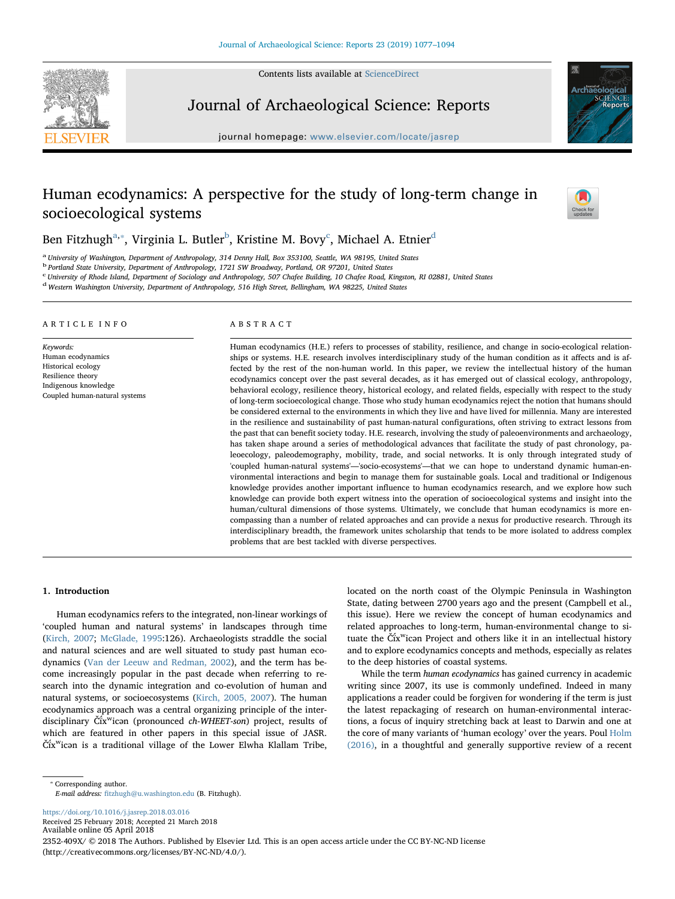Contents lists available at ScienceDirect

# Journal of Archaeological Science: Reports

journal homepage: www.elsevier.com/locate/jasrep

# Human ecodynamics: A perspective for the study of long-term change in socioecological systems

Ben Fitzhugh[a,*], Virginia L. Butler[b], Kristine M. Bovy[c], Michael A. Etnier[d]

[a] University of Washington, Department of Anthropology, 314 Denny Hall, Box 353100, Seattle, WA 98195, United States
[b] Portland State University, Department of Anthropology, 1721 SW Broadway, Portland, OR 97201, United States
[c] University of Rhode Island, Department of Sociology and Anthropology, 507 Chafee Building, 10 Chafee Road, Kingston, RI 02881, United States
[d] Western Washington University, Department of Anthropology, 516 High Street, Bellingham, WA 98225, United States

ARTICLE INFO

*Keywords:*
Human ecodynamics
Historical ecology
Resilience theory
Indigenous knowledge
Coupled human-natural systems

ABSTRACT

Human ecodynamics (H.E.) refers to processes of stability, resilience, and change in socio-ecological relationships or systems. H.E. research involves interdisciplinary study of the human condition as it affects and is affected by the rest of the non-human world. In this paper, we review the intellectual history of the human ecodynamics concept over the past several decades, as it has emerged out of classical ecology, anthropology, behavioral ecology, resilience theory, historical ecology, and related fields, especially with respect to the study of long-term socioecological change. Those who study human ecodynamics reject the notion that humans should be considered external to the environments in which they live and have lived for millennia. Many are interested in the resilience and sustainability of past human-natural configurations, often striving to extract lessons from the past that can benefit society today. H.E. research, involving the study of paleoenvironments and archaeology, has taken shape around a series of methodological advances that facilitate the study of past chronology, paleoecology, paleodemography, mobility, trade, and social networks. It is only through integrated study of 'coupled human-natural systems'—'socio-ecosystems'—that we can hope to understand dynamic human-environmental interactions and begin to manage them for sustainable goals. Local and traditional or Indigenous knowledge provides another important influence to human ecodynamics research, and we explore how such knowledge can provide both expert witness into the operation of socioecological systems and insight into the human/cultural dimensions of those systems. Ultimately, we conclude that human ecodynamics is more encompassing than a number of related approaches and can provide a nexus for productive research. Through its interdisciplinary breadth, the framework unites scholarship that tends to be more isolated to address complex problems that are best tackled with diverse perspectives.

## 1. Introduction

Human ecodynamics refers to the integrated, non-linear workings of 'coupled human and natural systems' in landscapes through time (Kirch, 2007; McGlade, 1995:126). Archaeologists straddle the social and natural sciences and are well situated to study past human ecodynamics (Van der Leeuw and Redman, 2002), and the term has become increasingly popular in the past decade when referring to research into the dynamic integration and co-evolution of human and natural systems, or socioecosystems (Kirch, 2005, 2007). The human ecodynamics approach was a central organizing principle of the interdisciplinary Čḯxʷicən (pronounced *ch-WHEET-son*) project, results of which are featured in other papers in this special issue of JASR. Čḯxʷicən is a traditional village of the Lower Elwha Klallam Tribe, located on the north coast of the Olympic Peninsula in Washington State, dating between 2700 years ago and the present (Campbell et al., this issue). Here we review the concept of human ecodynamics and related approaches to long-term, human-environmental change to situate the Čḯxʷicən Project and others like it in an intellectual history and to explore ecodynamics concepts and methods, especially as relates to the deep histories of coastal systems.

While the term *human ecodynamics* has gained currency in academic writing since 2007, its use is commonly undefined. Indeed in many applications a reader could be forgiven for wondering if the term is just the latest repackaging of research on human-environmental interactions, a focus of inquiry stretching back at least to Darwin and one at the core of many variants of 'human ecology' over the years. Poul Holm (2016), in a thoughtful and generally supportive review of a recent

* Corresponding author.
*E-mail address:* fitzhugh@u.washington.edu (B. Fitzhugh).

https://doi.org/10.1016/j.jasrep.2018.03.016
Received 25 February 2018; Accepted 21 March 2018
Available online 05 April 2018
2352-409X/ © 2018 The Authors. Published by Elsevier Ltd. This is an open access article under the CC BY-NC-ND license (http://creativecommons.org/licenses/BY-NC-ND/4.0/).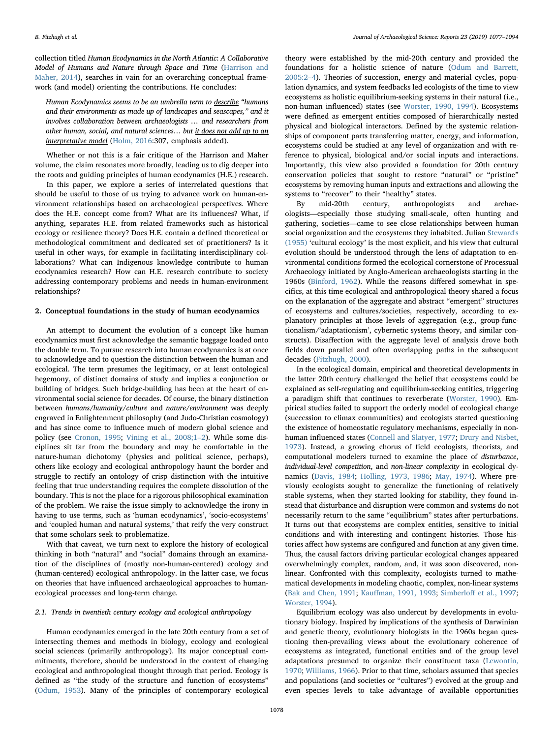collection titled *Human Ecodynamics in the North Atlantic*: *A Collaborative Model of Humans and Nature through Space and Time* (Harrison and Maher, 2014), searches in vain for an overarching conceptual framework (and model) orienting the contributions. He concludes:

> *Human Ecodynamics seems to be an umbrella term to describe "humans and their environments as made up of landscapes and seascapes," and it involves collaboration between archaeologists … and researchers from other human, social, and natural sciences… but it does not add up to an interpretative model* (Holm, 2016:307, emphasis added).

Whether or not this is a fair critique of the Harrison and Maher volume, the claim resonates more broadly, leading us to dig deeper into the roots and guiding principles of human ecodynamics (H.E.) research.

In this paper, we explore a series of interrelated questions that should be useful to those of us trying to advance work on human-environment relationships based on archaeological perspectives. Where does the H.E. concept come from? What are its influences? What, if anything, separates H.E. from related frameworks such as historical ecology or resilience theory? Does H.E. contain a defined theoretical or methodological commitment and dedicated set of practitioners? Is it useful in other ways, for example in facilitating interdisciplinary collaborations? What can Indigenous knowledge contribute to human ecodynamics research? How can H.E. research contribute to society addressing contemporary problems and needs in human-environment relationships?

## 2. Conceptual foundations in the study of human ecodynamics

An attempt to document the evolution of a concept like human ecodynamics must first acknowledge the semantic baggage loaded onto the double term. To pursue research into human ecodynamics is at once to acknowledge and to question the distinction between the human and ecological. The term presumes the legitimacy, or at least ontological hegemony, of distinct domains of study and implies a conjunction or building of bridges. Such bridge-building has been at the heart of environmental social science for decades. Of course, the binary distinction between *humans/humanity/culture* and *nature/environment* was deeply engraved in Enlightenment philosophy (and Judo-Christian cosmology) and has since come to influence much of modern global science and policy (see Cronon, 1995; Vining et al., 2008;1–2). While some disciplines sit far from the boundary and may be comfortable in the nature-human dichotomy (physics and political science, perhaps), others like ecology and ecological anthropology haunt the border and struggle to rectify an ontology of crisp distinction with the intuitive feeling that true understanding requires the complete dissolution of the boundary. This is not the place for a rigorous philosophical examination of the problem. We raise the issue simply to acknowledge the irony in having to use terms, such as 'human ecodynamics', 'socio-ecosystems' and 'coupled human and natural systems,' that reify the very construct that some scholars seek to problematize.

With that caveat, we turn next to explore the history of ecological thinking in both "natural" and "social" domains through an examination of the disciplines of (mostly non-human-centered) ecology and (human-centered) ecological anthropology. In the latter case, we focus on theories that have influenced archaeological approaches to human-ecological processes and long-term change.

### 2.1. Trends in twentieth century ecology and ecological anthropology

Human ecodynamics emerged in the late 20th century from a set of intersecting themes and methods in biology, ecology and ecological social sciences (primarily anthropology). Its major conceptual commitments, therefore, should be understood in the context of changing ecological and anthropological thought through that period. Ecology is defined as "the study of the structure and function of ecosystems" (Odum, 1953). Many of the principles of contemporary ecological theory were established by the mid-20th century and provided the foundations for a holistic science of nature (Odum and Barrett, 2005:2–4). Theories of succession, energy and material cycles, population dynamics, and system feedbacks led ecologists of the time to view ecosystems as holistic equilibrium-seeking systems in their natural (i.e., non-human influenced) states (see Worster, 1990, 1994). Ecosystems were defined as emergent entities composed of hierarchically nested physical and biological interactors. Defined by the systemic relationships of component parts transferring matter, energy, and information, ecosystems could be studied at any level of organization and with reference to physical, biological and/or social inputs and interactions. Importantly, this view also provided a foundation for 20th century conservation policies that sought to restore "natural" or "pristine" ecosystems by removing human inputs and extractions and allowing the systems to "recover" to their "healthy" states.

By mid-20th century, anthropologists and archaeologists—especially those studying small-scale, often hunting and gathering, societies—came to see close relationships between human social organization and the ecosystems they inhabited. Julian Steward's (1955) 'cultural ecology' is the most explicit, and his view that cultural evolution should be understood through the lens of adaptation to environmental conditions formed the ecological cornerstone of Processual Archaeology initiated by Anglo-American archaeologists starting in the 1960s (Binford, 1962). While the reasons differed somewhat in specifics, at this time ecological and anthropological theory shared a focus on the explanation of the aggregate and abstract "emergent" structures of ecosystems and cultures/societies, respectively, according to explanatory principles at those levels of aggregation (e.g., group-functionalism/'adaptationism', cybernetic systems theory, and similar constructs). Disaffection with the aggregate level of analysis drove both fields down parallel and often overlapping paths in the subsequent decades (Fitzhugh, 2000).

In the ecological domain, empirical and theoretical developments in the latter 20th century challenged the belief that ecosystems could be explained as self-regulating and equilibrium-seeking entities, triggering a paradigm shift that continues to reverberate (Worster, 1990). Empirical studies failed to support the orderly model of ecological change (succession to climax communities) and ecologists started questioning the existence of homeostatic regulatory mechanisms, especially in non-human influenced states (Connell and Slatyer, 1977; Drury and Nisbet, 1973). Instead, a growing chorus of field ecologists, theorists, and computational modelers turned to examine the place of *disturbance*, *individual-level competition*, and *non-linear complexity* in ecological dynamics (Davis, 1984; Holling, 1973, 1986; May, 1974). Where previously ecologists sought to generalize the functioning of relatively stable systems, when they started looking for stability, they found instead that disturbance and disruption were common and systems do not necessarily return to the same "equilibrium" states after perturbations. It turns out that ecosystems are complex entities, sensitive to initial conditions and with interesting and contingent histories. Those histories affect how systems are configured and function at any given time. Thus, the causal factors driving particular ecological changes appeared overwhelmingly complex, random, and, it was soon discovered, non-linear. Confronted with this complexity, ecologists turned to mathematical developments in modeling chaotic, complex, non-linear systems (Bak and Chen, 1991; Kauffman, 1991, 1993; Simberloff et al., 1997; Worster, 1994).

Equilibrium ecology was also undercut by developments in evolutionary biology. Inspired by implications of the synthesis of Darwinian and genetic theory, evolutionary biologists in the 1960s began questioning then-prevailing views about the evolutionary coherence of ecosystems as integrated, functional entities and of the group level adaptations presumed to organize their constituent taxa (Lewontin, 1970; Williams, 1966). Prior to that time, scholars assumed that species and populations (and societies or "cultures") evolved at the group and even species levels to take advantage of available opportunities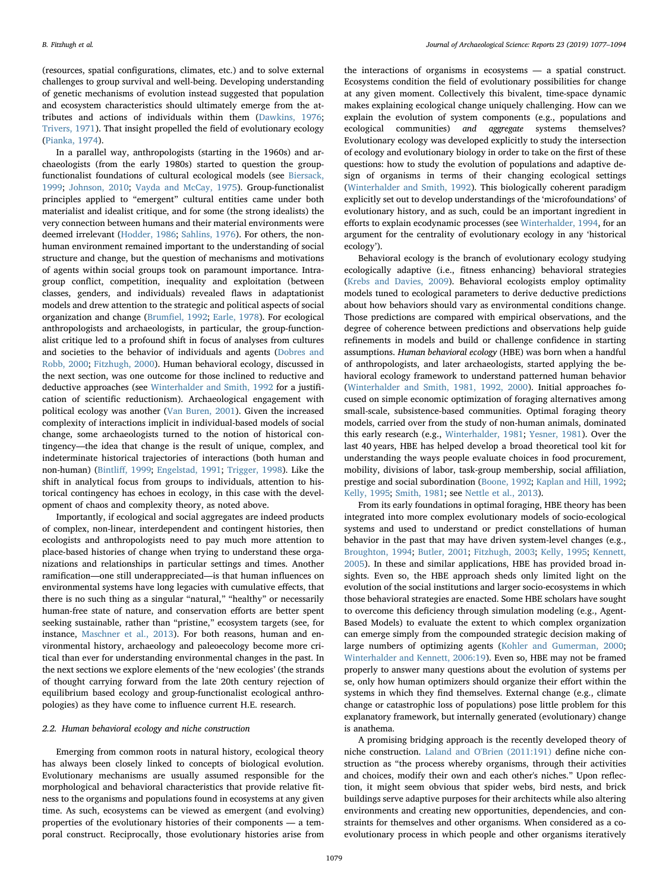(resources, spatial configurations, climates, etc.) and to solve external challenges to group survival and well-being. Developing understanding of genetic mechanisms of evolution instead suggested that population and ecosystem characteristics should ultimately emerge from the attributes and actions of individuals within them (Dawkins, 1976; Trivers, 1971). That insight propelled the field of evolutionary ecology (Pianka, 1974).

In a parallel way, anthropologists (starting in the 1960s) and archaeologists (from the early 1980s) started to question the group-functionalist foundations of cultural ecological models (see Biersack, 1999; Johnson, 2010; Vayda and McCay, 1975). Group-functionalist principles applied to "emergent" cultural entities came under both materialist and idealist critique, and for some (the strong idealists) the very connection between humans and their material environments were deemed irrelevant (Hodder, 1986; Sahlins, 1976). For others, the non-human environment remained important to the understanding of social structure and change, but the question of mechanisms and motivations of agents within social groups took on paramount importance. Intra-group conflict, competition, inequality and exploitation (between classes, genders, and individuals) revealed flaws in adaptationist models and drew attention to the strategic and political aspects of social organization and change (Brumfiel, 1992; Earle, 1978). For ecological anthropologists and archaeologists, in particular, the group-functionalist critique led to a profound shift in focus of analyses from cultures and societies to the behavior of individuals and agents (Dobres and Robb, 2000; Fitzhugh, 2000). Human behavioral ecology, discussed in the next section, was one outcome for those inclined to reductive and deductive approaches (see Winterhalder and Smith, 1992 for a justification of scientific reductionism). Archaeological engagement with political ecology was another (Van Buren, 2001). Given the increased complexity of interactions implicit in individual-based models of social change, some archaeologists turned to the notion of historical contingency—the idea that change is the result of unique, complex, and indeterminate historical trajectories of interactions (both human and non-human) (Bintliff, 1999; Engelstad, 1991; Trigger, 1998). Like the shift in analytical focus from groups to individuals, attention to historical contingency has echoes in ecology, in this case with the development of chaos and complexity theory, as noted above.

Importantly, if ecological and social aggregates are indeed products of complex, non-linear, interdependent and contingent histories, then ecologists and anthropologists need to pay much more attention to place-based histories of change when trying to understand these organizations and relationships in particular settings and times. Another ramification—one still underappreciated—is that human influences on environmental systems have long legacies with cumulative effects, that there is no such thing as a singular "natural," "healthy" or necessarily human-free state of nature, and conservation efforts are better spent seeking sustainable, rather than "pristine," ecosystem targets (see, for instance, Maschner et al., 2013). For both reasons, human and environmental history, archaeology and paleoecology become more critical than ever for understanding environmental changes in the past. In the next sections we explore elements of the 'new ecologies' (the strands of thought carrying forward from the late 20th century rejection of equilibrium based ecology and group-functionalist ecological anthropologies) as they have come to influence current H.E. research.

### 2.2. Human behavioral ecology and niche construction

Emerging from common roots in natural history, ecological theory has always been closely linked to concepts of biological evolution. Evolutionary mechanisms are usually assumed responsible for the morphological and behavioral characteristics that provide relative fitness to the organisms and populations found in ecosystems at any given time. As such, ecosystems can be viewed as emergent (and evolving) properties of the evolutionary histories of their components — a temporal construct. Reciprocally, those evolutionary histories arise from the interactions of organisms in ecosystems — a spatial construct. Ecosystems condition the field of evolutionary possibilities for change at any given moment. Collectively this bivalent, time-space dynamic makes explaining ecological change uniquely challenging. How can we explain the evolution of system components (e.g., populations and ecological communities) *and aggregate* systems themselves? Evolutionary ecology was developed explicitly to study the intersection of ecology and evolutionary biology in order to take on the first of these questions: how to study the evolution of populations and adaptive design of organisms in terms of their changing ecological settings (Winterhalder and Smith, 1992). This biologically coherent paradigm explicitly set out to develop understandings of the 'microfoundations' of evolutionary history, and as such, could be an important ingredient in efforts to explain ecodynamic processes (see Winterhalder, 1994, for an argument for the centrality of evolutionary ecology in any 'historical ecology').

Behavioral ecology is the branch of evolutionary ecology studying ecologically adaptive (i.e., fitness enhancing) behavioral strategies (Krebs and Davies, 2009). Behavioral ecologists employ optimality models tuned to ecological parameters to derive deductive predictions about how behaviors should vary as environmental conditions change. Those predictions are compared with empirical observations, and the degree of coherence between predictions and observations help guide refinements in models and build or challenge confidence in starting assumptions. *Human behavioral ecology* (HBE) was born when a handful of anthropologists, and later archaeologists, started applying the behavioral ecology framework to understand patterned human behavior (Winterhalder and Smith, 1981, 1992, 2000). Initial approaches focused on simple economic optimization of foraging alternatives among small-scale, subsistence-based communities. Optimal foraging theory models, carried over from the study of non-human animals, dominated this early research (e.g., Winterhalder, 1981; Yesner, 1981). Over the last 40 years, HBE has helped develop a broad theoretical tool kit for understanding the ways people evaluate choices in food procurement, mobility, divisions of labor, task-group membership, social affiliation, prestige and social subordination (Boone, 1992; Kaplan and Hill, 1992; Kelly, 1995; Smith, 1981; see Nettle et al., 2013).

From its early foundations in optimal foraging, HBE theory has been integrated into more complex evolutionary models of socio-ecological systems and used to understand or predict constellations of human behavior in the past that may have driven system-level changes (e.g., Broughton, 1994; Butler, 2001; Fitzhugh, 2003; Kelly, 1995; Kennett, 2005). In these and similar applications, HBE has provided broad insights. Even so, the HBE approach sheds only limited light on the evolution of the social institutions and larger socio-ecosystems in which those behavioral strategies are enacted. Some HBE scholars have sought to overcome this deficiency through simulation modeling (e.g., Agent-Based Models) to evaluate the extent to which complex organization can emerge simply from the compounded strategic decision making of large numbers of optimizing agents (Kohler and Gumerman, 2000; Winterhalder and Kennett, 2006:19). Even so, HBE may not be framed properly to answer many questions about the evolution of systems per se, only how human optimizers should organize their effort within the systems in which they find themselves. External change (e.g., climate change or catastrophic loss of populations) pose little problem for this explanatory framework, but internally generated (evolutionary) change is anathema.

A promising bridging approach is the recently developed theory of niche construction. Laland and O'Brien (2011:191) define niche construction as "the process whereby organisms, through their activities and choices, modify their own and each other's niches." Upon reflection, it might seem obvious that spider webs, bird nests, and brick buildings serve adaptive purposes for their architects while also altering environments and creating new opportunities, dependencies, and constraints for themselves and other organisms. When considered as a co-evolutionary process in which people and other organisms iteratively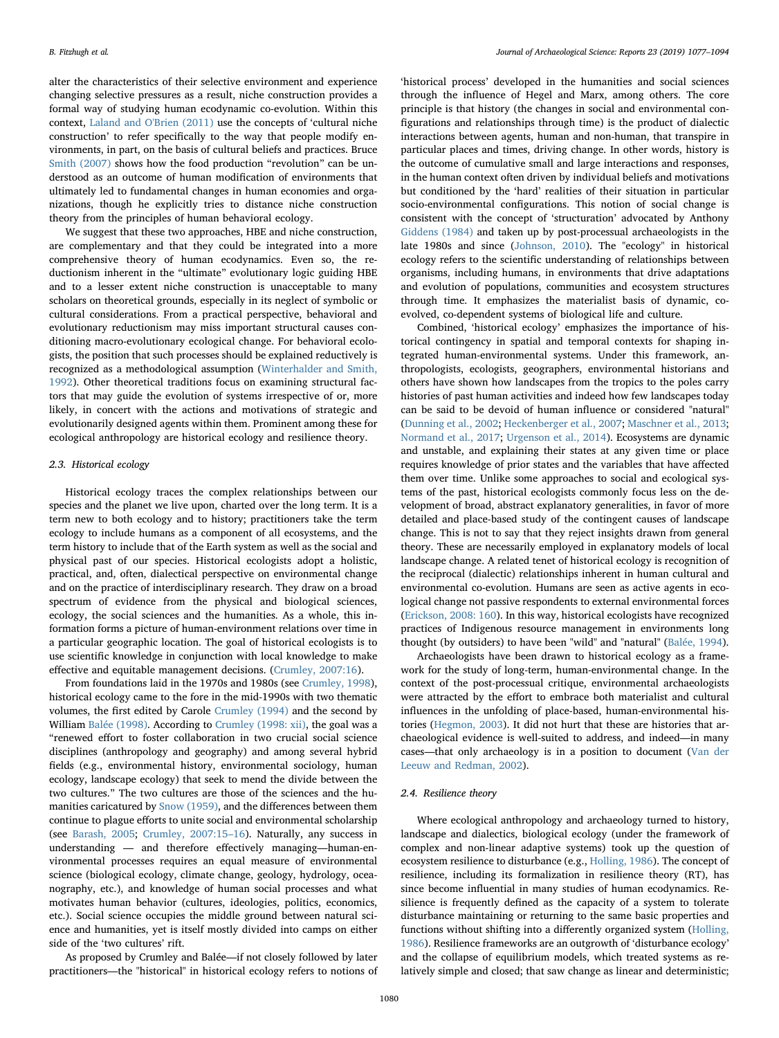alter the characteristics of their selective environment and experience changing selective pressures as a result, niche construction provides a formal way of studying human ecodynamic co-evolution. Within this context, Laland and O'Brien (2011) use the concepts of 'cultural niche construction' to refer specifically to the way that people modify environments, in part, on the basis of cultural beliefs and practices. Bruce Smith (2007) shows how the food production "revolution" can be understood as an outcome of human modification of environments that ultimately led to fundamental changes in human economies and organizations, though he explicitly tries to distance niche construction theory from the principles of human behavioral ecology.

We suggest that these two approaches, HBE and niche construction, are complementary and that they could be integrated into a more comprehensive theory of human ecodynamics. Even so, the reductionism inherent in the "ultimate" evolutionary logic guiding HBE and to a lesser extent niche construction is unacceptable to many scholars on theoretical grounds, especially in its neglect of symbolic or cultural considerations. From a practical perspective, behavioral and evolutionary reductionism may miss important structural causes conditioning macro-evolutionary ecological change. For behavioral ecologists, the position that such processes should be explained reductively is recognized as a methodological assumption (Winterhalder and Smith, 1992). Other theoretical traditions focus on examining structural factors that may guide the evolution of systems irrespective of or, more likely, in concert with the actions and motivations of strategic and evolutionarily designed agents within them. Prominent among these for ecological anthropology are historical ecology and resilience theory.

### 2.3. Historical ecology

Historical ecology traces the complex relationships between our species and the planet we live upon, charted over the long term. It is a term new to both ecology and to history; practitioners take the term ecology to include humans as a component of all ecosystems, and the term history to include that of the Earth system as well as the social and physical past of our species. Historical ecologists adopt a holistic, practical, and, often, dialectical perspective on environmental change and on the practice of interdisciplinary research. They draw on a broad spectrum of evidence from the physical and biological sciences, ecology, the social sciences and the humanities. As a whole, this information forms a picture of human-environment relations over time in a particular geographic location. The goal of historical ecologists is to use scientific knowledge in conjunction with local knowledge to make effective and equitable management decisions. (Crumley, 2007:16).

From foundations laid in the 1970s and 1980s (see Crumley, 1998), historical ecology came to the fore in the mid-1990s with two thematic volumes, the first edited by Carole Crumley (1994) and the second by William Balée (1998). According to Crumley (1998: xii), the goal was a "renewed effort to foster collaboration in two crucial social science disciplines (anthropology and geography) and among several hybrid fields (e.g., environmental history, environmental sociology, human ecology, landscape ecology) that seek to mend the divide between the two cultures." The two cultures are those of the sciences and the humanities caricatured by Snow (1959), and the differences between them continue to plague efforts to unite social and environmental scholarship (see Barash, 2005; Crumley, 2007:15–16). Naturally, any success in understanding — and therefore effectively managing—human-environmental processes requires an equal measure of environmental science (biological ecology, climate change, geology, hydrology, oceanography, etc.), and knowledge of human social processes and what motivates human behavior (cultures, ideologies, politics, economics, etc.). Social science occupies the middle ground between natural science and humanities, yet is itself mostly divided into camps on either side of the 'two cultures' rift.

As proposed by Crumley and Balée—if not closely followed by later practitioners—the "historical" in historical ecology refers to notions of 'historical process' developed in the humanities and social sciences through the influence of Hegel and Marx, among others. The core principle is that history (the changes in social and environmental configurations and relationships through time) is the product of dialectic interactions between agents, human and non-human, that transpire in particular places and times, driving change. In other words, history is the outcome of cumulative small and large interactions and responses, in the human context often driven by individual beliefs and motivations but conditioned by the 'hard' realities of their situation in particular socio-environmental configurations. This notion of social change is consistent with the concept of 'structuration' advocated by Anthony Giddens (1984) and taken up by post-processual archaeologists in the late 1980s and since (Johnson, 2010). The "ecology" in historical ecology refers to the scientific understanding of relationships between organisms, including humans, in environments that drive adaptations and evolution of populations, communities and ecosystem structures through time. It emphasizes the materialist basis of dynamic, co-evolved, co-dependent systems of biological life and culture.

Combined, 'historical ecology' emphasizes the importance of historical contingency in spatial and temporal contexts for shaping integrated human-environmental systems. Under this framework, anthropologists, ecologists, geographers, environmental historians and others have shown how landscapes from the tropics to the poles carry histories of past human activities and indeed how few landscapes today can be said to be devoid of human influence or considered "natural" (Dunning et al., 2002; Heckenberger et al., 2007; Maschner et al., 2013; Normand et al., 2017; Urgenson et al., 2014). Ecosystems are dynamic and unstable, and explaining their states at any given time or place requires knowledge of prior states and the variables that have affected them over time. Unlike some approaches to social and ecological systems of the past, historical ecologists commonly focus less on the development of broad, abstract explanatory generalities, in favor of more detailed and place-based study of the contingent causes of landscape change. This is not to say that they reject insights drawn from general theory. These are necessarily employed in explanatory models of local landscape change. A related tenet of historical ecology is recognition of the reciprocal (dialectic) relationships inherent in human cultural and environmental co-evolution. Humans are seen as active agents in ecological change not passive respondents to external environmental forces (Erickson, 2008: 160). In this way, historical ecologists have recognized practices of Indigenous resource management in environments long thought (by outsiders) to have been "wild" and "natural" (Balée, 1994).

Archaeologists have been drawn to historical ecology as a framework for the study of long-term, human-environmental change. In the context of the post-processual critique, environmental archaeologists were attracted by the effort to embrace both materialist and cultural influences in the unfolding of place-based, human-environmental histories (Hegmon, 2003). It did not hurt that these are histories that archaeological evidence is well-suited to address, and indeed—in many cases—that only archaeology is in a position to document (Van der Leeuw and Redman, 2002).

### 2.4. Resilience theory

Where ecological anthropology and archaeology turned to history, landscape and dialectics, biological ecology (under the framework of complex and non-linear adaptive systems) took up the question of ecosystem resilience to disturbance (e.g., Holling, 1986). The concept of resilience, including its formalization in resilience theory (RT), has since become influential in many studies of human ecodynamics. Resilience is frequently defined as the capacity of a system to tolerate disturbance maintaining or returning to the same basic properties and functions without shifting into a differently organized system (Holling, 1986). Resilience frameworks are an outgrowth of 'disturbance ecology' and the collapse of equilibrium models, which treated systems as relatively simple and closed; that saw change as linear and deterministic;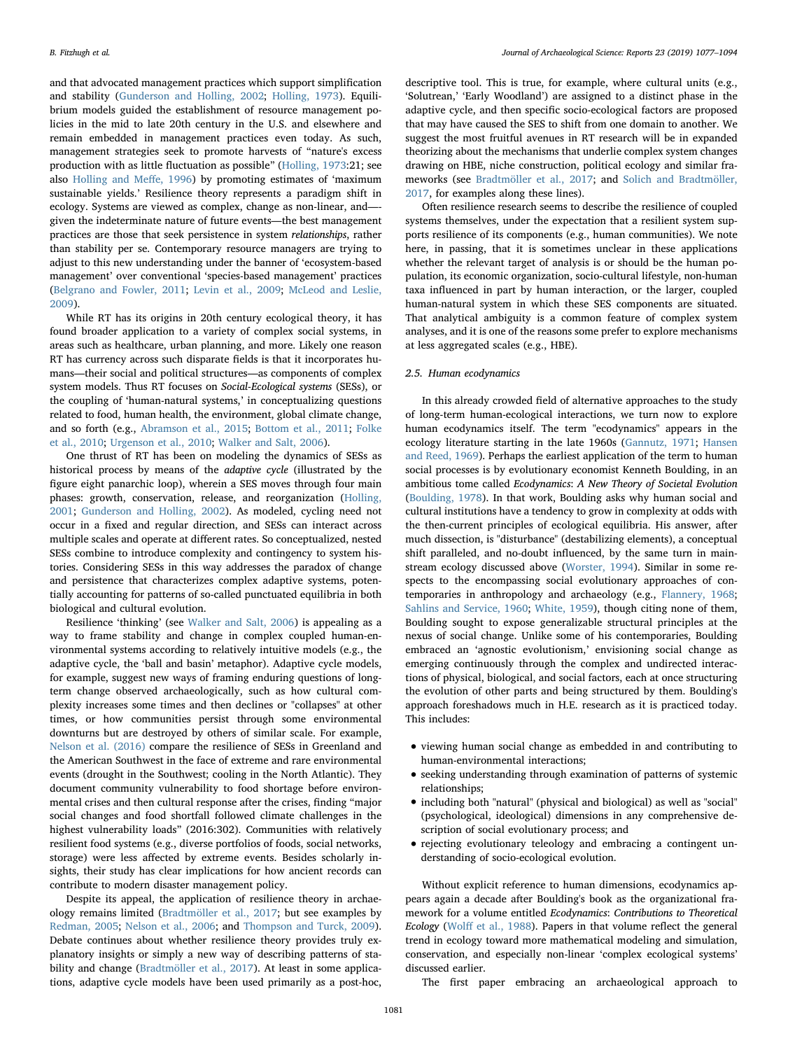and that advocated management practices which support simplification and stability (Gunderson and Holling, 2002; Holling, 1973). Equilibrium models guided the establishment of resource management policies in the mid to late 20th century in the U.S. and elsewhere and remain embedded in management practices even today. As such, management strategies seek to promote harvests of "nature's excess production with as little fluctuation as possible" (Holling, 1973:21; see also Holling and Meffe, 1996) by promoting estimates of 'maximum sustainable yields.' Resilience theory represents a paradigm shift in ecology. Systems are viewed as complex, change as non-linear, and—given the indeterminate nature of future events—the best management practices are those that seek persistence in system *relationships*, rather than stability per se. Contemporary resource managers are trying to adjust to this new understanding under the banner of 'ecosystem-based management' over conventional 'species-based management' practices (Belgrano and Fowler, 2011; Levin et al., 2009; McLeod and Leslie, 2009).

While RT has its origins in 20th century ecological theory, it has found broader application to a variety of complex social systems, in areas such as healthcare, urban planning, and more. Likely one reason RT has currency across such disparate fields is that it incorporates humans—their social and political structures—as components of complex system models. Thus RT focuses on *Social-Ecological systems* (SESs), or the coupling of 'human-natural systems,' in conceptualizing questions related to food, human health, the environment, global climate change, and so forth (e.g., Abramson et al., 2015; Bottom et al., 2011; Folke et al., 2010; Urgenson et al., 2010; Walker and Salt, 2006).

One thrust of RT has been on modeling the dynamics of SESs as historical process by means of the *adaptive cycle* (illustrated by the figure eight panarchic loop), wherein a SES moves through four main phases: growth, conservation, release, and reorganization (Holling, 2001; Gunderson and Holling, 2002). As modeled, cycling need not occur in a fixed and regular direction, and SESs can interact across multiple scales and operate at different rates. So conceptualized, nested SESs combine to introduce complexity and contingency to system histories. Considering SESs in this way addresses the paradox of change and persistence that characterizes complex adaptive systems, potentially accounting for patterns of so-called punctuated equilibria in both biological and cultural evolution.

Resilience 'thinking' (see Walker and Salt, 2006) is appealing as a way to frame stability and change in complex coupled human-environmental systems according to relatively intuitive models (e.g., the adaptive cycle, the 'ball and basin' metaphor). Adaptive cycle models, for example, suggest new ways of framing enduring questions of long-term change observed archaeologically, such as how cultural complexity increases some times and then declines or "collapses" at other times, or how communities persist through some environmental downturns but are destroyed by others of similar scale. For example, Nelson et al. (2016) compare the resilience of SESs in Greenland and the American Southwest in the face of extreme and rare environmental events (drought in the Southwest; cooling in the North Atlantic). They document community vulnerability to food shortage before environmental crises and then cultural response after the crises, finding "major social changes and food shortfall followed climate challenges in the highest vulnerability loads" (2016:302). Communities with relatively resilient food systems (e.g., diverse portfolios of foods, social networks, storage) were less affected by extreme events. Besides scholarly insights, their study has clear implications for how ancient records can contribute to modern disaster management policy.

Despite its appeal, the application of resilience theory in archaeology remains limited (Bradtmöller et al., 2017; but see examples by Redman, 2005; Nelson et al., 2006; and Thompson and Turck, 2009). Debate continues about whether resilience theory provides truly explanatory insights or simply a new way of describing patterns of stability and change (Bradtmöller et al., 2017). At least in some applications, adaptive cycle models have been used primarily as a post-hoc, descriptive tool. This is true, for example, where cultural units (e.g., 'Solutrean,' 'Early Woodland') are assigned to a distinct phase in the adaptive cycle, and then specific socio-ecological factors are proposed that may have caused the SES to shift from one domain to another. We suggest the most fruitful avenues in RT research will be in expanded theorizing about the mechanisms that underlie complex system changes drawing on HBE, niche construction, political ecology and similar frameworks (see Bradtmöller et al., 2017; and Solich and Bradtmöller, 2017, for examples along these lines).

Often resilience research seems to describe the resilience of coupled systems themselves, under the expectation that a resilient system supports resilience of its components (e.g., human communities). We note here, in passing, that it is sometimes unclear in these applications whether the relevant target of analysis is or should be the human population, its economic organization, socio-cultural lifestyle, non-human taxa influenced in part by human interaction, or the larger, coupled human-natural system in which these SES components are situated. That analytical ambiguity is a common feature of complex system analyses, and it is one of the reasons some prefer to explore mechanisms at less aggregated scales (e.g., HBE).

### 2.5. Human ecodynamics

In this already crowded field of alternative approaches to the study of long-term human-ecological interactions, we turn now to explore human ecodynamics itself. The term "ecodynamics" appears in the ecology literature starting in the late 1960s (Gannutz, 1971; Hansen and Reed, 1969). Perhaps the earliest application of the term to human social processes is by evolutionary economist Kenneth Boulding, in an ambitious tome called *Ecodynamics*: *A New Theory of Societal Evolution* (Boulding, 1978). In that work, Boulding asks why human social and cultural institutions have a tendency to grow in complexity at odds with the then-current principles of ecological equilibria. His answer, after much dissection, is "disturbance" (destabilizing elements), a conceptual shift paralleled, and no-doubt influenced, by the same turn in mainstream ecology discussed above (Worster, 1994). Similar in some respects to the encompassing social evolutionary approaches of contemporaries in anthropology and archaeology (e.g., Flannery, 1968; Sahlins and Service, 1960; White, 1959), though citing none of them, Boulding sought to expose generalizable structural principles at the nexus of social change. Unlike some of his contemporaries, Boulding embraced an 'agnostic evolutionism,' envisioning social change as emerging continuously through the complex and undirected interactions of physical, biological, and social factors, each at once structuring the evolution of other parts and being structured by them. Boulding's approach foreshadows much in H.E. research as it is practiced today. This includes:

- viewing human social change as embedded in and contributing to human-environmental interactions;
- seeking understanding through examination of patterns of systemic relationships;
- including both "natural" (physical and biological) as well as "social" (psychological, ideological) dimensions in any comprehensive description of social evolutionary process; and
- rejecting evolutionary teleology and embracing a contingent understanding of socio-ecological evolution.

Without explicit reference to human dimensions, ecodynamics appears again a decade after Boulding's book as the organizational framework for a volume entitled *Ecodynamics*: *Contributions to Theoretical Ecology* (Wolff et al., 1988). Papers in that volume reflect the general trend in ecology toward more mathematical modeling and simulation, conservation, and especially non-linear 'complex ecological systems' discussed earlier.

The first paper embracing an archaeological approach to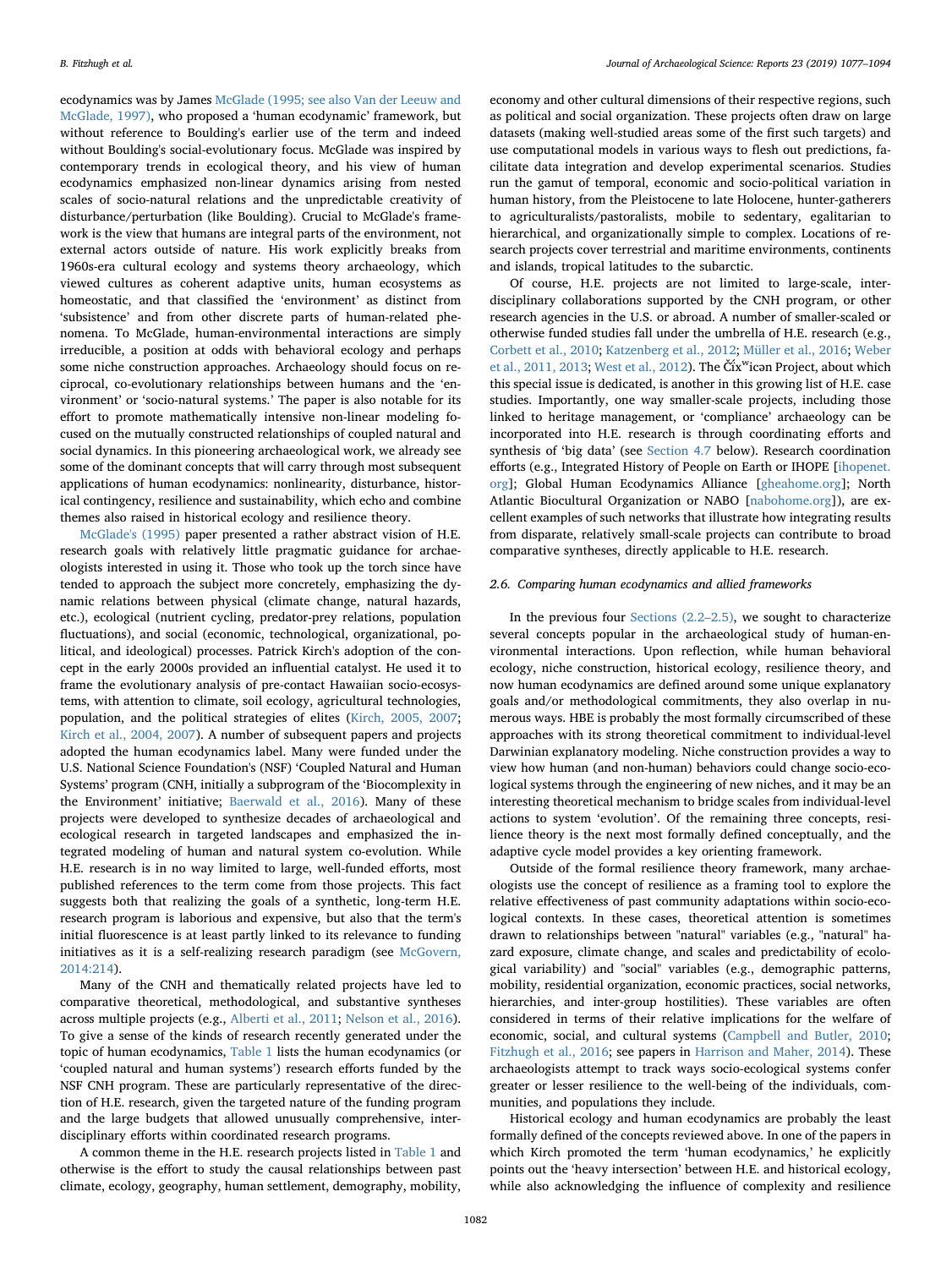ecodynamics was by James McGlade (1995; see also Van der Leeuw and McGlade, 1997), who proposed a 'human ecodynamic' framework, but without reference to Boulding's earlier use of the term and indeed without Boulding's social-evolutionary focus. McGlade was inspired by contemporary trends in ecological theory, and his view of human ecodynamics emphasized non-linear dynamics arising from nested scales of socio-natural relations and the unpredictable creativity of disturbance/perturbation (like Boulding). Crucial to McGlade's framework is the view that humans are integral parts of the environment, not external actors outside of nature. His work explicitly breaks from 1960s-era cultural ecology and systems theory archaeology, which viewed cultures as coherent adaptive units, human ecosystems as homeostatic, and that classified the 'environment' as distinct from 'subsistence' and from other discrete parts of human-related phenomena. To McGlade, human-environmental interactions are simply irreducible, a position at odds with behavioral ecology and perhaps some niche construction approaches. Archaeology should focus on reciprocal, co-evolutionary relationships between humans and the 'environment' or 'socio-natural systems.' The paper is also notable for its effort to promote mathematically intensive non-linear modeling focused on the mutually constructed relationships of coupled natural and social dynamics. In this pioneering archaeological work, we already see some of the dominant concepts that will carry through most subsequent applications of human ecodynamics: nonlinearity, disturbance, historical contingency, resilience and sustainability, which echo and combine themes also raised in historical ecology and resilience theory.

McGlade's (1995) paper presented a rather abstract vision of H.E. research goals with relatively little pragmatic guidance for archaeologists interested in using it. Those who took up the torch since have tended to approach the subject more concretely, emphasizing the dynamic relations between physical (climate change, natural hazards, etc.), ecological (nutrient cycling, predator-prey relations, population fluctuations), and social (economic, technological, organizational, political, and ideological) processes. Patrick Kirch's adoption of the concept in the early 2000s provided an influential catalyst. He used it to frame the evolutionary analysis of pre-contact Hawaiian socio-ecosystems, with attention to climate, soil ecology, agricultural technologies, population, and the political strategies of elites (Kirch, 2005, 2007; Kirch et al., 2004, 2007). A number of subsequent papers and projects adopted the human ecodynamics label. Many were funded under the U.S. National Science Foundation's (NSF) 'Coupled Natural and Human Systems' program (CNH, initially a subprogram of the 'Biocomplexity in the Environment' initiative; Baerwald et al., 2016). Many of these projects were developed to synthesize decades of archaeological and ecological research in targeted landscapes and emphasized the integrated modeling of human and natural system co-evolution. While H.E. research is in no way limited to large, well-funded efforts, most published references to the term come from those projects. This fact suggests both that realizing the goals of a synthetic, long-term H.E. research program is laborious and expensive, but also that the term's initial fluorescence is at least partly linked to its relevance to funding initiatives as it is a self-realizing research paradigm (see McGovern, 2014:214).

Many of the CNH and thematically related projects have led to comparative theoretical, methodological, and substantive syntheses across multiple projects (e.g., Alberti et al., 2011; Nelson et al., 2016). To give a sense of the kinds of research recently generated under the topic of human ecodynamics, Table 1 lists the human ecodynamics (or 'coupled natural and human systems') research efforts funded by the NSF CNH program. These are particularly representative of the direction of H.E. research, given the targeted nature of the funding program and the large budgets that allowed unusually comprehensive, interdisciplinary efforts within coordinated research programs.

A common theme in the H.E. research projects listed in Table 1 and otherwise is the effort to study the causal relationships between past climate, ecology, geography, human settlement, demography, mobility, economy and other cultural dimensions of their respective regions, such as political and social organization. These projects often draw on large datasets (making well-studied areas some of the first such targets) and use computational models in various ways to flesh out predictions, facilitate data integration and develop experimental scenarios. Studies run the gamut of temporal, economic and socio-political variation in human history, from the Pleistocene to late Holocene, hunter-gatherers to agriculturalists/pastoralists, mobile to sedentary, egalitarian to hierarchical, and organizationally simple to complex. Locations of research projects cover terrestrial and maritime environments, continents and islands, tropical latitudes to the subarctic.

Of course, H.E. projects are not limited to large-scale, interdisciplinary collaborations supported by the CNH program, or other research agencies in the U.S. or abroad. A number of smaller-scaled or otherwise funded studies fall under the umbrella of H.E. research (e.g., Corbett et al., 2010; Katzenberg et al., 2012; Müller et al., 2016; Weber et al., 2011, 2013; West et al., 2012). The Č́íx̣ʷicən Project, about which this special issue is dedicated, is another in this growing list of H.E. case studies. Importantly, one way smaller-scale projects, including those linked to heritage management, or 'compliance' archaeology can be incorporated into H.E. research is through coordinating efforts and synthesis of 'big data' (see Section 4.7 below). Research coordination efforts (e.g., Integrated History of People on Earth or IHOPE [ihopenet.org]; Global Human Ecodynamics Alliance [gheahome.org]; North Atlantic Biocultural Organization or NABO [nabohome.org]), are excellent examples of such networks that illustrate how integrating results from disparate, relatively small-scale projects can contribute to broad comparative syntheses, directly applicable to H.E. research.

### 2.6. Comparing human ecodynamics and allied frameworks

In the previous four Sections (2.2–2.5), we sought to characterize several concepts popular in the archaeological study of human-environmental interactions. Upon reflection, while human behavioral ecology, niche construction, historical ecology, resilience theory, and now human ecodynamics are defined around some unique explanatory goals and/or methodological commitments, they also overlap in numerous ways. HBE is probably the most formally circumscribed of these approaches with its strong theoretical commitment to individual-level Darwinian explanatory modeling. Niche construction provides a way to view how human (and non-human) behaviors could change socio-ecological systems through the engineering of new niches, and it may be an interesting theoretical mechanism to bridge scales from individual-level actions to system 'evolution'. Of the remaining three concepts, resilience theory is the next most formally defined conceptually, and the adaptive cycle model provides a key orienting framework.

Outside of the formal resilience theory framework, many archaeologists use the concept of resilience as a framing tool to explore the relative effectiveness of past community adaptations within socio-ecological contexts. In these cases, theoretical attention is sometimes drawn to relationships between "natural" variables (e.g., "natural" hazard exposure, climate change, and scales and predictability of ecological variability) and "social" variables (e.g., demographic patterns, mobility, residential organization, economic practices, social networks, hierarchies, and inter-group hostilities). These variables are often considered in terms of their relative implications for the welfare of economic, social, and cultural systems (Campbell and Butler, 2010; Fitzhugh et al., 2016; see papers in Harrison and Maher, 2014). These archaeologists attempt to track ways socio-ecological systems confer greater or lesser resilience to the well-being of the individuals, communities, and populations they include.

Historical ecology and human ecodynamics are probably the least formally defined of the concepts reviewed above. In one of the papers in which Kirch promoted the term 'human ecodynamics,' he explicitly points out the 'heavy intersection' between H.E. and historical ecology, while also acknowledging the influence of complexity and resilience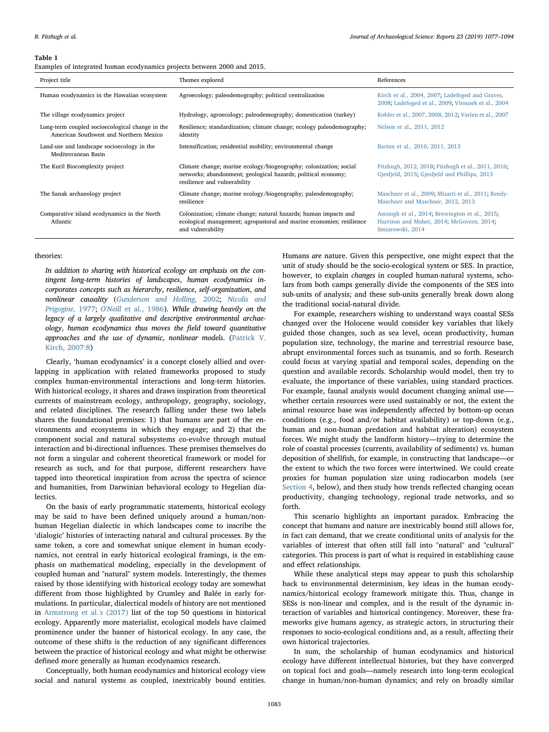**Table 1**
Examples of integrated human ecodynamics projects between 2000 and 2015.

| Project title | Themes explored | References |
|---|---|---|
| Human ecodynamics in the Hawaiian ecosystem | Agroecology; paleodemography; political centralization | Kirch et al., 2004, 2007; Ladefoged and Graves, 2008; Ladefoged et al., 2009; Vitousek et al., 2004 |
| The village ecodynamics project | Hydrology, agroecology; paleodemography; domestication (turkey) | Kohler et al., 2007, 2008, 2012; Varien et al., 2007 |
| Long-term coupled socioecological change in the American Southwest and Northern Mexico | Resilience; standardization; climate change; ecology paleodemography; identity | Nelson et al., 2011, 2012 |
| Land-use and landscape socioecology in the Mediterranean Basin | Intensification; residential mobility; environmental change | Barton et al., 2010, 2011, 2013 |
| The Kuril Biocomplexity project | Climate change; marine ecology/biogeography; colonization; social networks; abandonment; geological hazards; political economy; resilience and vulnerability | Fitzhugh, 2012, 2018; Fitzhugh et al., 2011, 2016; Gjesfjeld, 2015; Gjesfjeld and Phillips, 2013 |
| The Sanak archaeology project | Climate change; marine ecology/biogeography; paleodemography; resilience | Maschner et al., 2009; Misarti et al., 2011; Reedy-Maschner and Maschner, 2012, 2013 |
| Comparative island ecodynamics in the North Atlantic | Colonization; climate change; natural hazards; human impacts and ecological management; agropastoral and marine economies; resilience and vulnerability | Ascough et al., 2014; Brewington et al., 2015; Harrison and Maher, 2014; McGovern, 2014; Smiarowski, 2014 |

theories:

> *In addition to sharing with historical ecology an emphasis on the contingent long-term histories of landscapes, human ecodynamics incorporates concepts such as hierarchy, resilience, self-organization, and nonlinear causality* (*Gunderson and Holling,* 2002; *Nicolis and Prigogine,* 1977; *O'Neill* et al., 1986). *While drawing heavily on the legacy of a largely qualitative and descriptive environmental archaeology, human ecodynamics thus moves the field toward quantitative approaches and the use of dynamic, nonlinear models.* (Patrick V. Kirch, 2007:8)

Clearly, 'human ecodynamics' is a concept closely allied and overlapping in application with related frameworks proposed to study complex human-environmental interactions and long-term histories. With historical ecology, it shares and draws inspiration from theoretical currents of mainstream ecology, anthropology, geography, sociology, and related disciplines. The research falling under these two labels shares the foundational premises: 1) that humans are part of the environments and ecosystems in which they engage; and 2) that the component social and natural subsystems co-evolve through mutual interaction and bi-directional influences. These premises themselves do not form a singular and coherent theoretical framework or model for research as such, and for that purpose, different researchers have tapped into theoretical inspiration from across the spectra of science and humanities, from Darwinian behavioral ecology to Hegelian dialectics.

On the basis of early programmatic statements, historical ecology may be said to have been defined uniquely around a human/non-human Hegelian dialectic in which landscapes come to inscribe the 'dialogic' histories of interacting natural and cultural processes. By the same token, a core and somewhat unique element in human ecodynamics, not central in early historical ecological framings, is the emphasis on mathematical modeling, especially in the development of coupled human and "natural" system models. Interestingly, the themes raised by those identifying with historical ecology today are somewhat different from those highlighted by Crumley and Balée in early formulations. In particular, dialectical models of history are not mentioned in Armstrong et al.'s (2017) list of the top 50 questions in historical ecology. Apparently more materialist, ecological models have claimed prominence under the banner of historical ecology. In any case, the outcome of these shifts is the reduction of any significant differences between the practice of historical ecology and what might be otherwise defined more generally as human ecodynamics research.

Conceptually, both human ecodynamics and historical ecology view social and natural systems as coupled, inextricably bound entities. Humans *are* nature. Given this perspective, one might expect that the unit of study should be the socio-ecological system or SES. In practice, however, to explain *changes* in coupled human-natural systems, scholars from both camps generally divide the components of the SES into sub-units of analysis; and these sub-units generally break down along the traditional social-natural divide.

For example, researchers wishing to understand ways coastal SESs changed over the Holocene would consider key variables that likely guided those changes, such as sea level, ocean productivity, human population size, technology, the marine and terrestrial resource base, abrupt environmental forces such as tsunamis, and so forth. Research could focus at varying spatial and temporal scales, depending on the question and available records. Scholarship would model, then try to evaluate, the importance of these variables, using standard practices. For example, faunal analysis would document changing animal use—-whether certain resources were used sustainably or not, the extent the animal resource base was independently affected by bottom-up ocean conditions (e.g., food and/or habitat availability) or top-down (e.g., human and non-human predation and habitat alteration) ecosystem forces. We might study the landform history—trying to determine the role of coastal processes (currents, availability of sediments) vs. human deposition of shellfish, for example, in constructing that landscape—or the extent to which the two forces were intertwined. We could create proxies for human population size using radiocarbon models (see Section 4, below), and then study how trends reflected changing ocean productivity, changing technology, regional trade networks, and so forth.

This scenario highlights an important paradox. Embracing the concept that humans and nature are inextricably bound still allows for, in fact can demand, that we create conditional units of analysis for the variables of interest that often still fall into "natural" and "cultural" categories. This process is part of what is required in establishing cause and effect relationships.

While these analytical steps may appear to push this scholarship back to environmental determinism, key ideas in the human ecodynamics/historical ecology framework mitigate this. Thus, change in SESs is non-linear and complex, and is the result of the dynamic interaction of variables and historical contingency. Moreover, these frameworks give humans agency, as strategic actors, in structuring their responses to socio-ecological conditions and, as a result, affecting their own historical trajectories.

In sum, the scholarship of human ecodynamics and historical ecology have different intellectual histories, but they have converged on topical foci and goals—namely research into long-term ecological change in human/non-human dynamics; and rely on broadly similar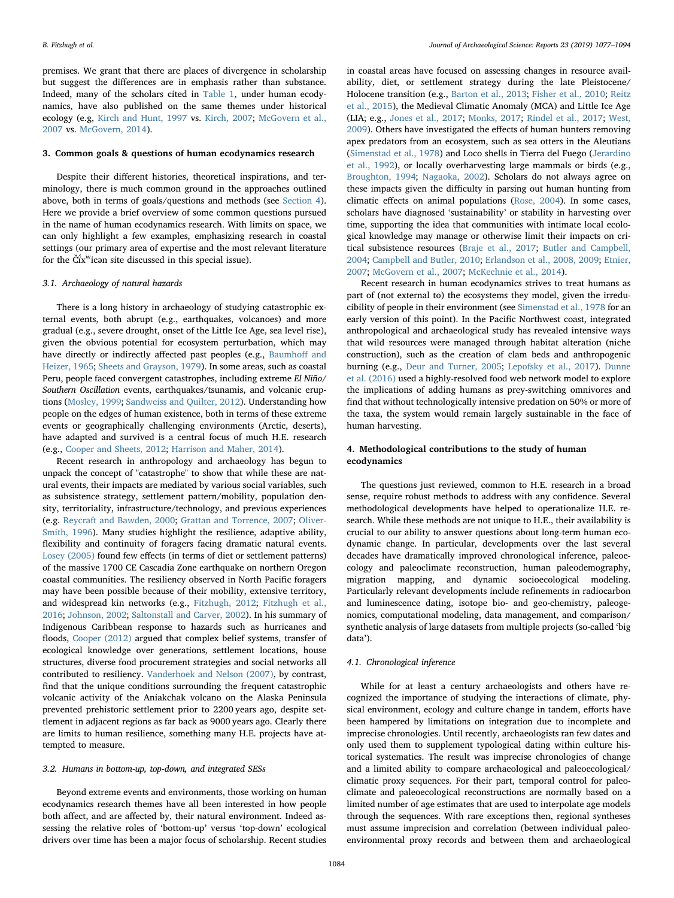premises. We grant that there are places of divergence in scholarship but suggest the differences are in emphasis rather than substance. Indeed, many of the scholars cited in Table 1, under human ecodynamics, have also published on the same themes under historical ecology (e.g, Kirch and Hunt, 1997 vs. Kirch, 2007; McGovern et al., 2007 vs. McGovern, 2014).

## 3. Common goals & questions of human ecodynamics research

Despite their different histories, theoretical inspirations, and terminology, there is much common ground in the approaches outlined above, both in terms of goals/questions and methods (see Section 4). Here we provide a brief overview of some common questions pursued in the name of human ecodynamics research. With limits on space, we can only highlight a few examples, emphasizing research in coastal settings (our primary area of expertise and the most relevant literature for the Č̓íxʷicən site discussed in this special issue).

### 3.1. Archaeology of natural hazards

There is a long history in archaeology of studying catastrophic external events, both abrupt (e.g., earthquakes, volcanoes) and more gradual (e.g., severe drought, onset of the Little Ice Age, sea level rise), given the obvious potential for ecosystem perturbation, which may have directly or indirectly affected past peoples (e.g., Baumhoff and Heizer, 1965; Sheets and Grayson, 1979). In some areas, such as coastal Peru, people faced convergent catastrophes, including extreme *El Niño/Southern Oscillation* events, earthquakes/tsunamis, and volcanic eruptions (Mosley, 1999; Sandweiss and Quilter, 2012). Understanding how people on the edges of human existence, both in terms of these extreme events or geographically challenging environments (Arctic, deserts), have adapted and survived is a central focus of much H.E. research (e.g., Cooper and Sheets, 2012; Harrison and Maher, 2014).

Recent research in anthropology and archaeology has begun to unpack the concept of "catastrophe" to show that while these are natural events, their impacts are mediated by various social variables, such as subsistence strategy, settlement pattern/mobility, population density, territoriality, infrastructure/technology, and previous experiences (e.g. Reycraft and Bawden, 2000; Grattan and Torrence, 2007; Oliver-Smith, 1996). Many studies highlight the resilience, adaptive ability, flexibility and continuity of foragers facing dramatic natural events. Losey (2005) found few effects (in terms of diet or settlement patterns) of the massive 1700 CE Cascadia Zone earthquake on northern Oregon coastal communities. The resiliency observed in North Pacific foragers may have been possible because of their mobility, extensive territory, and widespread kin networks (e.g., Fitzhugh, 2012; Fitzhugh et al., 2016; Johnson, 2002; Saltonstall and Carver, 2002). In his summary of Indigenous Caribbean response to hazards such as hurricanes and floods, Cooper (2012) argued that complex belief systems, transfer of ecological knowledge over generations, settlement locations, house structures, diverse food procurement strategies and social networks all contributed to resiliency. Vanderhoek and Nelson (2007), by contrast, find that the unique conditions surrounding the frequent catastrophic volcanic activity of the Aniakchak volcano on the Alaska Peninsula prevented prehistoric settlement prior to 2200 years ago, despite settlement in adjacent regions as far back as 9000 years ago. Clearly there are limits to human resilience, something many H.E. projects have attempted to measure.

### 3.2. Humans in bottom-up, top-down, and integrated SESs

Beyond extreme events and environments, those working on human ecodynamics research themes have all been interested in how people both affect, and are affected by, their natural environment. Indeed assessing the relative roles of 'bottom-up' versus 'top-down' ecological drivers over time has been a major focus of scholarship. Recent studies in coastal areas have focused on assessing changes in resource availability, diet, or settlement strategy during the late Pleistocene/Holocene transition (e.g., Barton et al., 2013; Fisher et al., 2010; Reitz et al., 2015), the Medieval Climatic Anomaly (MCA) and Little Ice Age (LIA; e.g., Jones et al., 2017; Monks, 2017; Rindel et al., 2017; West, 2009). Others have investigated the effects of human hunters removing apex predators from an ecosystem, such as sea otters in the Aleutians (Simenstad et al., 1978) and Loco shells in Tierra del Fuego (Jerardino et al., 1992), or locally overharvesting large mammals or birds (e.g., Broughton, 1994; Nagaoka, 2002). Scholars do not always agree on these impacts given the difficulty in parsing out human hunting from climatic effects on animal populations (Rose, 2004). In some cases, scholars have diagnosed 'sustainability' or stability in harvesting over time, supporting the idea that communities with intimate local ecological knowledge may manage or otherwise limit their impacts on critical subsistence resources (Braje et al., 2017; Butler and Campbell, 2004; Campbell and Butler, 2010; Erlandson et al., 2008, 2009; Etnier, 2007; McGovern et al., 2007; McKechnie et al., 2014).

Recent research in human ecodynamics strives to treat humans as part of (not external to) the ecosystems they model, given the irreducibility of people in their environment (see Simenstad et al., 1978 for an early version of this point). In the Pacific Northwest coast, integrated anthropological and archaeological study has revealed intensive ways that wild resources were managed through habitat alteration (niche construction), such as the creation of clam beds and anthropogenic burning (e.g., Deur and Turner, 2005; Lepofsky et al., 2017). Dunne et al. (2016) used a highly-resolved food web network model to explore the implications of adding humans as prey-switching omnivores and find that without technologically intensive predation on 50% or more of the taxa, the system would remain largely sustainable in the face of human harvesting.

## 4. Methodological contributions to the study of human ecodynamics

The questions just reviewed, common to H.E. research in a broad sense, require robust methods to address with any confidence. Several methodological developments have helped to operationalize H.E. research. While these methods are not unique to H.E., their availability is crucial to our ability to answer questions about long-term human ecodynamic change. In particular, developments over the last several decades have dramatically improved chronological inference, paleoecology and paleoclimate reconstruction, human paleodemography, migration mapping, and dynamic socioecological modeling. Particularly relevant developments include refinements in radiocarbon and luminescence dating, isotope bio- and geo-chemistry, paleogenomics, computational modeling, data management, and comparison/synthetic analysis of large datasets from multiple projects (so-called 'big data').

### 4.1. Chronological inference

While for at least a century archaeologists and others have recognized the importance of studying the interactions of climate, physical environment, ecology and culture change in tandem, efforts have been hampered by limitations on integration due to incomplete and imprecise chronologies. Until recently, archaeologists ran few dates and only used them to supplement typological dating within culture historical systematics. The result was imprecise chronologies of change and a limited ability to compare archaeological and paleoecological/climatic proxy sequences. For their part, temporal control for paleoclimate and paleoecological reconstructions are normally based on a limited number of age estimates that are used to interpolate age models through the sequences. With rare exceptions then, regional syntheses must assume imprecision and correlation (between individual paleoenvironmental proxy records and between them and archaeological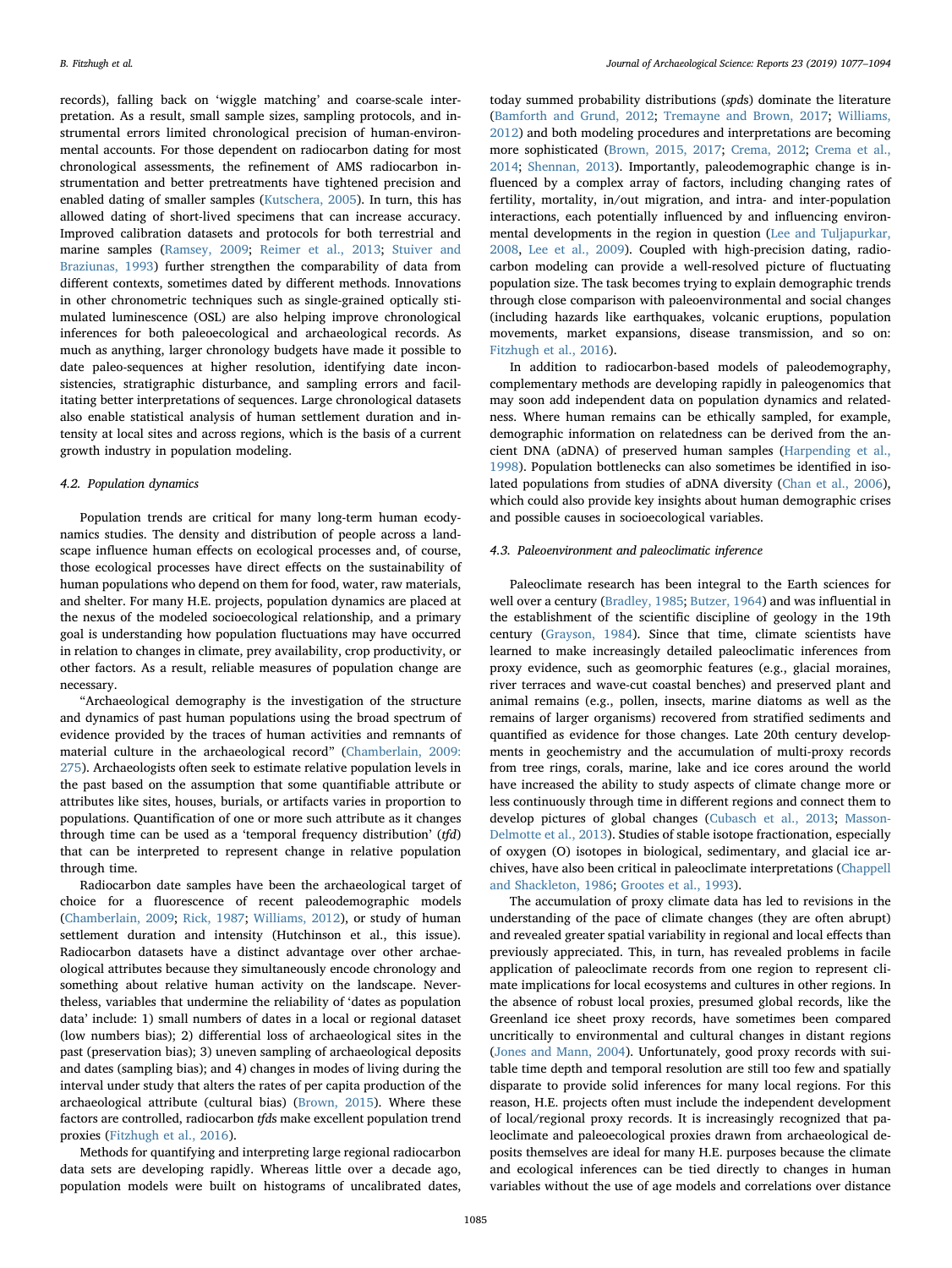records), falling back on 'wiggle matching' and coarse-scale interpretation. As a result, small sample sizes, sampling protocols, and instrumental errors limited chronological precision of human-environmental accounts. For those dependent on radiocarbon dating for most chronological assessments, the refinement of AMS radiocarbon instrumentation and better pretreatments have tightened precision and enabled dating of smaller samples (Kutschera, 2005). In turn, this has allowed dating of short-lived specimens that can increase accuracy. Improved calibration datasets and protocols for both terrestrial and marine samples (Ramsey, 2009; Reimer et al., 2013; Stuiver and Braziunas, 1993) further strengthen the comparability of data from different contexts, sometimes dated by different methods. Innovations in other chronometric techniques such as single-grained optically stimulated luminescence (OSL) are also helping improve chronological inferences for both paleoecological and archaeological records. As much as anything, larger chronology budgets have made it possible to date paleo-sequences at higher resolution, identifying date inconsistencies, stratigraphic disturbance, and sampling errors and facilitating better interpretations of sequences. Large chronological datasets also enable statistical analysis of human settlement duration and intensity at local sites and across regions, which is the basis of a current growth industry in population modeling.

### 4.2. Population dynamics

Population trends are critical for many long-term human ecodynamics studies. The density and distribution of people across a landscape influence human effects on ecological processes and, of course, those ecological processes have direct effects on the sustainability of human populations who depend on them for food, water, raw materials, and shelter. For many H.E. projects, population dynamics are placed at the nexus of the modeled socioecological relationship, and a primary goal is understanding how population fluctuations may have occurred in relation to changes in climate, prey availability, crop productivity, or other factors. As a result, reliable measures of population change are necessary.

"Archaeological demography is the investigation of the structure and dynamics of past human populations using the broad spectrum of evidence provided by the traces of human activities and remnants of material culture in the archaeological record" (Chamberlain, 2009: 275). Archaeologists often seek to estimate relative population levels in the past based on the assumption that some quantifiable attribute or attributes like sites, houses, burials, or artifacts varies in proportion to populations. Quantification of one or more such attribute as it changes through time can be used as a 'temporal frequency distribution' (*tfd*) that can be interpreted to represent change in relative population through time.

Radiocarbon date samples have been the archaeological target of choice for a fluorescence of recent paleodemographic models (Chamberlain, 2009; Rick, 1987; Williams, 2012), or study of human settlement duration and intensity (Hutchinson et al., this issue). Radiocarbon datasets have a distinct advantage over other archaeological attributes because they simultaneously encode chronology and something about relative human activity on the landscape. Nevertheless, variables that undermine the reliability of 'dates as population data' include: 1) small numbers of dates in a local or regional dataset (low numbers bias); 2) differential loss of archaeological sites in the past (preservation bias); 3) uneven sampling of archaeological deposits and dates (sampling bias); and 4) changes in modes of living during the interval under study that alters the rates of per capita production of the archaeological attribute (cultural bias) (Brown, 2015). Where these factors are controlled, radiocarbon *tfds* make excellent population trend proxies (Fitzhugh et al., 2016).

Methods for quantifying and interpreting large regional radiocarbon data sets are developing rapidly. Whereas little over a decade ago, population models were built on histograms of uncalibrated dates, today summed probability distributions (*spds*) dominate the literature (Bamforth and Grund, 2012; Tremayne and Brown, 2017; Williams, 2012) and both modeling procedures and interpretations are becoming more sophisticated (Brown, 2015, 2017; Crema, 2012; Crema et al., 2014; Shennan, 2013). Importantly, paleodemographic change is influenced by a complex array of factors, including changing rates of fertility, mortality, in/out migration, and intra- and inter-population interactions, each potentially influenced by and influencing environmental developments in the region in question (Lee and Tuljapurkar, 2008, Lee et al., 2009). Coupled with high-precision dating, radiocarbon modeling can provide a well-resolved picture of fluctuating population size. The task becomes trying to explain demographic trends through close comparison with paleoenvironmental and social changes (including hazards like earthquakes, volcanic eruptions, population movements, market expansions, disease transmission, and so on: Fitzhugh et al., 2016).

In addition to radiocarbon-based models of paleodemography, complementary methods are developing rapidly in paleogenomics that may soon add independent data on population dynamics and relatedness. Where human remains can be ethically sampled, for example, demographic information on relatedness can be derived from the ancient DNA (aDNA) of preserved human samples (Harpending et al., 1998). Population bottlenecks can also sometimes be identified in isolated populations from studies of aDNA diversity (Chan et al., 2006), which could also provide key insights about human demographic crises and possible causes in socioecological variables.

### 4.3. Paleoenvironment and paleoclimatic inference

Paleoclimate research has been integral to the Earth sciences for well over a century (Bradley, 1985; Butzer, 1964) and was influential in the establishment of the scientific discipline of geology in the 19th century (Grayson, 1984). Since that time, climate scientists have learned to make increasingly detailed paleoclimatic inferences from proxy evidence, such as geomorphic features (e.g., glacial moraines, river terraces and wave-cut coastal benches) and preserved plant and animal remains (e.g., pollen, insects, marine diatoms as well as the remains of larger organisms) recovered from stratified sediments and quantified as evidence for those changes. Late 20th century developments in geochemistry and the accumulation of multi-proxy records from tree rings, corals, marine, lake and ice cores around the world have increased the ability to study aspects of climate change more or less continuously through time in different regions and connect them to develop pictures of global changes (Cubasch et al., 2013; Masson-Delmotte et al., 2013). Studies of stable isotope fractionation, especially of oxygen (O) isotopes in biological, sedimentary, and glacial ice archives, have also been critical in paleoclimate interpretations (Chappell and Shackleton, 1986; Grootes et al., 1993).

The accumulation of proxy climate data has led to revisions in the understanding of the pace of climate changes (they are often abrupt) and revealed greater spatial variability in regional and local effects than previously appreciated. This, in turn, has revealed problems in facile application of paleoclimate records from one region to represent climate implications for local ecosystems and cultures in other regions. In the absence of robust local proxies, presumed global records, like the Greenland ice sheet proxy records, have sometimes been compared uncritically to environmental and cultural changes in distant regions (Jones and Mann, 2004). Unfortunately, good proxy records with suitable time depth and temporal resolution are still too few and spatially disparate to provide solid inferences for many local regions. For this reason, H.E. projects often must include the independent development of local/regional proxy records. It is increasingly recognized that paleoclimate and paleoecological proxies drawn from archaeological deposits themselves are ideal for many H.E. purposes because the climate and ecological inferences can be tied directly to changes in human variables without the use of age models and correlations over distance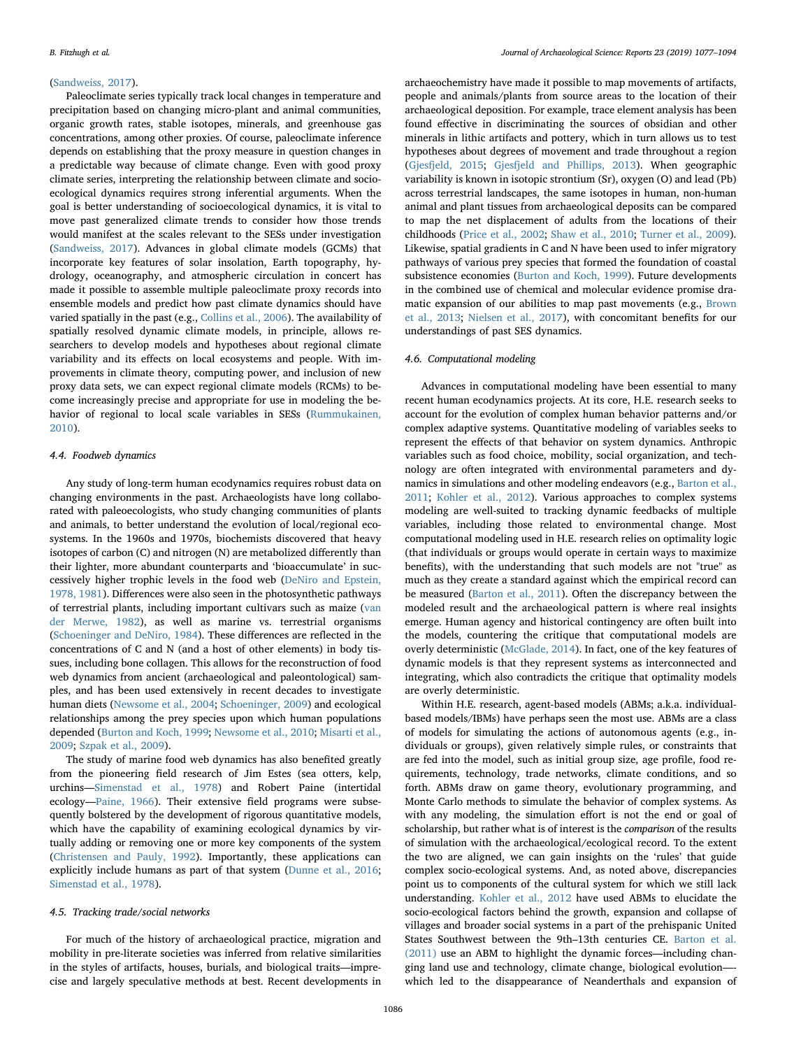(Sandweiss, 2017).

Paleoclimate series typically track local changes in temperature and precipitation based on changing micro-plant and animal communities, organic growth rates, stable isotopes, minerals, and greenhouse gas concentrations, among other proxies. Of course, paleoclimate inference depends on establishing that the proxy measure in question changes in a predictable way because of climate change. Even with good proxy climate series, interpreting the relationship between climate and socio-ecological dynamics requires strong inferential arguments. When the goal is better understanding of socioecological dynamics, it is vital to move past generalized climate trends to consider how those trends would manifest at the scales relevant to the SESs under investigation (Sandweiss, 2017). Advances in global climate models (GCMs) that incorporate key features of solar insolation, Earth topography, hydrology, oceanography, and atmospheric circulation in concert has made it possible to assemble multiple paleoclimate proxy records into ensemble models and predict how past climate dynamics should have varied spatially in the past (e.g., Collins et al., 2006). The availability of spatially resolved dynamic climate models, in principle, allows researchers to develop models and hypotheses about regional climate variability and its effects on local ecosystems and people. With improvements in climate theory, computing power, and inclusion of new proxy data sets, we can expect regional climate models (RCMs) to become increasingly precise and appropriate for use in modeling the behavior of regional to local scale variables in SESs (Rummukainen, 2010).

### 4.4. Foodweb dynamics

Any study of long-term human ecodynamics requires robust data on changing environments in the past. Archaeologists have long collaborated with paleoecologists, who study changing communities of plants and animals, to better understand the evolution of local/regional ecosystems. In the 1960s and 1970s, biochemists discovered that heavy isotopes of carbon (C) and nitrogen (N) are metabolized differently than their lighter, more abundant counterparts and 'bioaccumulate' in successively higher trophic levels in the food web (DeNiro and Epstein, 1978, 1981). Differences were also seen in the photosynthetic pathways of terrestrial plants, including important cultivars such as maize (van der Merwe, 1982), as well as marine vs. terrestrial organisms (Schoeninger and DeNiro, 1984). These differences are reflected in the concentrations of C and N (and a host of other elements) in body tissues, including bone collagen. This allows for the reconstruction of food web dynamics from ancient (archaeological and paleontological) samples, and has been used extensively in recent decades to investigate human diets (Newsome et al., 2004; Schoeninger, 2009) and ecological relationships among the prey species upon which human populations depended (Burton and Koch, 1999; Newsome et al., 2010; Misarti et al., 2009; Szpak et al., 2009).

The study of marine food web dynamics has also benefited greatly from the pioneering field research of Jim Estes (sea otters, kelp, urchins—Simenstad et al., 1978) and Robert Paine (intertidal ecology—Paine, 1966). Their extensive field programs were subsequently bolstered by the development of rigorous quantitative models, which have the capability of examining ecological dynamics by virtually adding or removing one or more key components of the system (Christensen and Pauly, 1992). Importantly, these applications can explicitly include humans as part of that system (Dunne et al., 2016; Simenstad et al., 1978).

### 4.5. Tracking trade/social networks

For much of the history of archaeological practice, migration and mobility in pre-literate societies was inferred from relative similarities in the styles of artifacts, houses, burials, and biological traits—imprecise and largely speculative methods at best. Recent developments in archaeochemistry have made it possible to map movements of artifacts, people and animals/plants from source areas to the location of their archaeological deposition. For example, trace element analysis has been found effective in discriminating the sources of obsidian and other minerals in lithic artifacts and pottery, which in turn allows us to test hypotheses about degrees of movement and trade throughout a region (Gjesfjeld, 2015; Gjesfjeld and Phillips, 2013). When geographic variability is known in isotopic strontium (Sr), oxygen (O) and lead (Pb) across terrestrial landscapes, the same isotopes in human, non-human animal and plant tissues from archaeological deposits can be compared to map the net displacement of adults from the locations of their childhoods (Price et al., 2002; Shaw et al., 2010; Turner et al., 2009). Likewise, spatial gradients in C and N have been used to infer migratory pathways of various prey species that formed the foundation of coastal subsistence economies (Burton and Koch, 1999). Future developments in the combined use of chemical and molecular evidence promise dramatic expansion of our abilities to map past movements (e.g., Brown et al., 2013; Nielsen et al., 2017), with concomitant benefits for our understandings of past SES dynamics.

### 4.6. Computational modeling

Advances in computational modeling have been essential to many recent human ecodynamics projects. At its core, H.E. research seeks to account for the evolution of complex human behavior patterns and/or complex adaptive systems. Quantitative modeling of variables seeks to represent the effects of that behavior on system dynamics. Anthropic variables such as food choice, mobility, social organization, and technology are often integrated with environmental parameters and dynamics in simulations and other modeling endeavors (e.g., Barton et al., 2011; Kohler et al., 2012). Various approaches to complex systems modeling are well-suited to tracking dynamic feedbacks of multiple variables, including those related to environmental change. Most computational modeling used in H.E. research relies on optimality logic (that individuals or groups would operate in certain ways to maximize benefits), with the understanding that such models are not "true" as much as they create a standard against which the empirical record can be measured (Barton et al., 2011). Often the discrepancy between the modeled result and the archaeological pattern is where real insights emerge. Human agency and historical contingency are often built into the models, countering the critique that computational models are overly deterministic (McGlade, 2014). In fact, one of the key features of dynamic models is that they represent systems as interconnected and integrating, which also contradicts the critique that optimality models are overly deterministic.

Within H.E. research, agent-based models (ABMs; a.k.a. individual-based models/IBMs) have perhaps seen the most use. ABMs are a class of models for simulating the actions of autonomous agents (e.g., individuals or groups), given relatively simple rules, or constraints that are fed into the model, such as initial group size, age profile, food requirements, technology, trade networks, climate conditions, and so forth. ABMs draw on game theory, evolutionary programming, and Monte Carlo methods to simulate the behavior of complex systems. As with any modeling, the simulation effort is not the end or goal of scholarship, but rather what is of interest is the *comparison* of the results of simulation with the archaeological/ecological record. To the extent the two are aligned, we can gain insights on the 'rules' that guide complex socio-ecological systems. And, as noted above, discrepancies point us to components of the cultural system for which we still lack understanding. Kohler et al., 2012 have used ABMs to elucidate the socio-ecological factors behind the growth, expansion and collapse of villages and broader social systems in a part of the prehispanic United States Southwest between the 9th–13th centuries CE. Barton et al. (2011) use an ABM to highlight the dynamic forces—including changing land use and technology, climate change, biological evolution—which led to the disappearance of Neanderthals and expansion of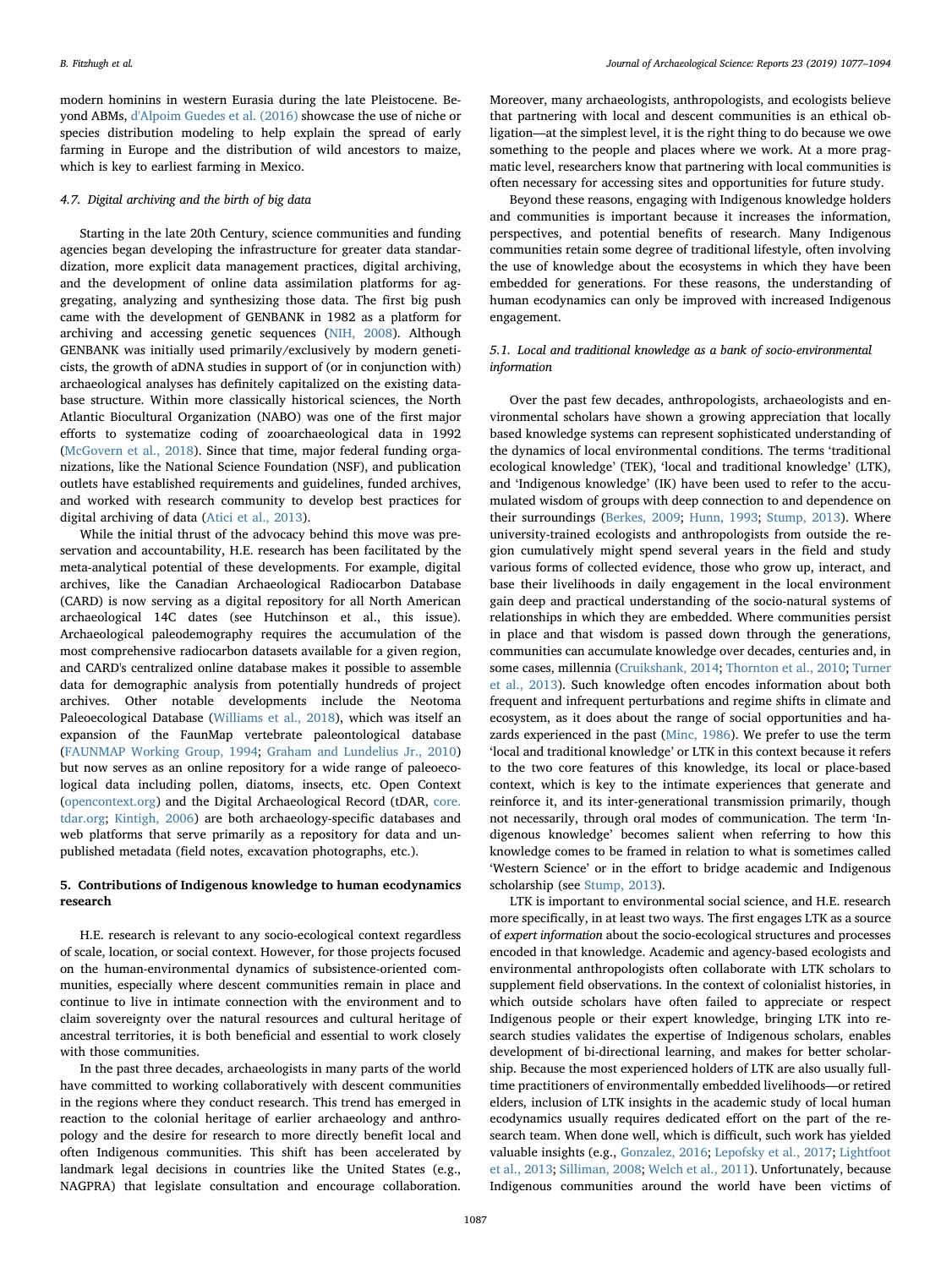modern hominins in western Eurasia during the late Pleistocene. Beyond ABMs, d'Alpoim Guedes et al. (2016) showcase the use of niche or species distribution modeling to help explain the spread of early farming in Europe and the distribution of wild ancestors to maize, which is key to earliest farming in Mexico.

### 4.7. Digital archiving and the birth of big data

Starting in the late 20th Century, science communities and funding agencies began developing the infrastructure for greater data standardization, more explicit data management practices, digital archiving, and the development of online data assimilation platforms for aggregating, analyzing and synthesizing those data. The first big push came with the development of GENBANK in 1982 as a platform for archiving and accessing genetic sequences (NIH, 2008). Although GENBANK was initially used primarily/exclusively by modern geneticists, the growth of aDNA studies in support of (or in conjunction with) archaeological analyses has definitely capitalized on the existing database structure. Within more classically historical sciences, the North Atlantic Biocultural Organization (NABO) was one of the first major efforts to systematize coding of zooarchaeological data in 1992 (McGovern et al., 2018). Since that time, major federal funding organizations, like the National Science Foundation (NSF), and publication outlets have established requirements and guidelines, funded archives, and worked with research community to develop best practices for digital archiving of data (Atici et al., 2013).

While the initial thrust of the advocacy behind this move was preservation and accountability, H.E. research has been facilitated by the meta-analytical potential of these developments. For example, digital archives, like the Canadian Archaeological Radiocarbon Database (CARD) is now serving as a digital repository for all North American archaeological 14C dates (see Hutchinson et al., this issue). Archaeological paleodemography requires the accumulation of the most comprehensive radiocarbon datasets available for a given region, and CARD's centralized online database makes it possible to assemble data for demographic analysis from potentially hundreds of project archives. Other notable developments include the Neotoma Paleoecological Database (Williams et al., 2018), which was itself an expansion of the FaunMap vertebrate paleontological database (FAUNMAP Working Group, 1994; Graham and Lundelius Jr., 2010) but now serves as an online repository for a wide range of paleoecological data including pollen, diatoms, insects, etc. Open Context (opencontext.org) and the Digital Archaeological Record (tDAR, core.tdar.org; Kintigh, 2006) are both archaeology-specific databases and web platforms that serve primarily as a repository for data and unpublished metadata (field notes, excavation photographs, etc.).

## 5. Contributions of Indigenous knowledge to human ecodynamics research

H.E. research is relevant to any socio-ecological context regardless of scale, location, or social context. However, for those projects focused on the human-environmental dynamics of subsistence-oriented communities, especially where descent communities remain in place and continue to live in intimate connection with the environment and to claim sovereignty over the natural resources and cultural heritage of ancestral territories, it is both beneficial and essential to work closely with those communities.

In the past three decades, archaeologists in many parts of the world have committed to working collaboratively with descent communities in the regions where they conduct research. This trend has emerged in reaction to the colonial heritage of earlier archaeology and anthropology and the desire for research to more directly benefit local and often Indigenous communities. This shift has been accelerated by landmark legal decisions in countries like the United States (e.g., NAGPRA) that legislate consultation and encourage collaboration. Moreover, many archaeologists, anthropologists, and ecologists believe that partnering with local and descent communities is an ethical obligation—at the simplest level, it is the right thing to do because we owe something to the people and places where we work. At a more pragmatic level, researchers know that partnering with local communities is often necessary for accessing sites and opportunities for future study.

Beyond these reasons, engaging with Indigenous knowledge holders and communities is important because it increases the information, perspectives, and potential benefits of research. Many Indigenous communities retain some degree of traditional lifestyle, often involving the use of knowledge about the ecosystems in which they have been embedded for generations. For these reasons, the understanding of human ecodynamics can only be improved with increased Indigenous engagement.

### 5.1. Local and traditional knowledge as a bank of socio-environmental information

Over the past few decades, anthropologists, archaeologists and environmental scholars have shown a growing appreciation that locally based knowledge systems can represent sophisticated understanding of the dynamics of local environmental conditions. The terms 'traditional ecological knowledge' (TEK), 'local and traditional knowledge' (LTK), and 'Indigenous knowledge' (IK) have been used to refer to the accumulated wisdom of groups with deep connection to and dependence on their surroundings (Berkes, 2009; Hunn, 1993; Stump, 2013). Where university-trained ecologists and anthropologists from outside the region cumulatively might spend several years in the field and study various forms of collected evidence, those who grow up, interact, and base their livelihoods in daily engagement in the local environment gain deep and practical understanding of the socio-natural systems of relationships in which they are embedded. Where communities persist in place and that wisdom is passed down through the generations, communities can accumulate knowledge over decades, centuries and, in some cases, millennia (Cruikshank, 2014; Thornton et al., 2010; Turner et al., 2013). Such knowledge often encodes information about both frequent and infrequent perturbations and regime shifts in climate and ecosystem, as it does about the range of social opportunities and hazards experienced in the past (Minc, 1986). We prefer to use the term 'local and traditional knowledge' or LTK in this context because it refers to the two core features of this knowledge, its local or place-based context, which is key to the intimate experiences that generate and reinforce it, and its inter-generational transmission primarily, though not necessarily, through oral modes of communication. The term 'Indigenous knowledge' becomes salient when referring to how this knowledge comes to be framed in relation to what is sometimes called 'Western Science' or in the effort to bridge academic and Indigenous scholarship (see Stump, 2013).

LTK is important to environmental social science, and H.E. research more specifically, in at least two ways. The first engages LTK as a source of *expert information* about the socio-ecological structures and processes encoded in that knowledge. Academic and agency-based ecologists and environmental anthropologists often collaborate with LTK scholars to supplement field observations. In the context of colonialist histories, in which outside scholars have often failed to appreciate or respect Indigenous people or their expert knowledge, bringing LTK into research studies validates the expertise of Indigenous scholars, enables development of bi-directional learning, and makes for better scholarship. Because the most experienced holders of LTK are also usually full-time practitioners of environmentally embedded livelihoods—or retired elders, inclusion of LTK insights in the academic study of local human ecodynamics usually requires dedicated effort on the part of the research team. When done well, which is difficult, such work has yielded valuable insights (e.g., Gonzalez, 2016; Lepofsky et al., 2017; Lightfoot et al., 2013; Silliman, 2008; Welch et al., 2011). Unfortunately, because Indigenous communities around the world have been victims of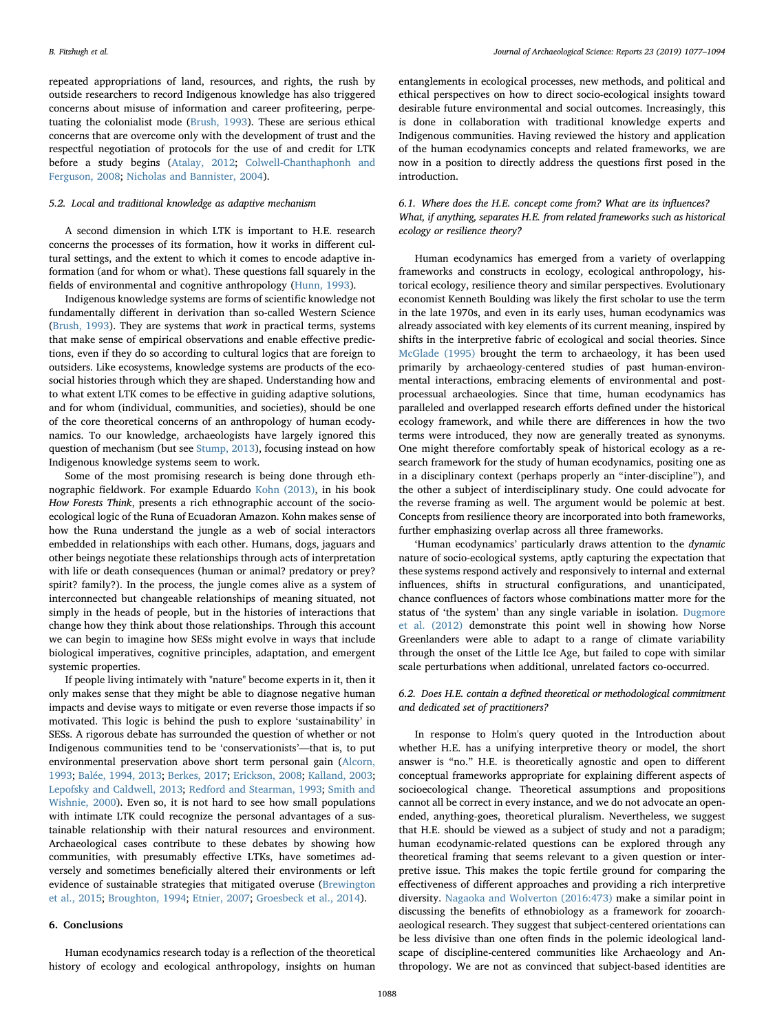repeated appropriations of land, resources, and rights, the rush by outside researchers to record Indigenous knowledge has also triggered concerns about misuse of information and career profiteering, perpetuating the colonialist mode (Brush, 1993). These are serious ethical concerns that are overcome only with the development of trust and the respectful negotiation of protocols for the use of and credit for LTK before a study begins (Atalay, 2012; Colwell-Chanthaphonh and Ferguson, 2008; Nicholas and Bannister, 2004).

### 5.2. Local and traditional knowledge as adaptive mechanism

A second dimension in which LTK is important to H.E. research concerns the processes of its formation, how it works in different cultural settings, and the extent to which it comes to encode adaptive information (and for whom or what). These questions fall squarely in the fields of environmental and cognitive anthropology (Hunn, 1993).

Indigenous knowledge systems are forms of scientific knowledge not fundamentally different in derivation than so-called Western Science (Brush, 1993). They are systems that *work* in practical terms, systems that make sense of empirical observations and enable effective predictions, even if they do so according to cultural logics that are foreign to outsiders. Like ecosystems, knowledge systems are products of the ecosocial histories through which they are shaped. Understanding how and to what extent LTK comes to be effective in guiding adaptive solutions, and for whom (individual, communities, and societies), should be one of the core theoretical concerns of an anthropology of human ecodynamics. To our knowledge, archaeologists have largely ignored this question of mechanism (but see Stump, 2013), focusing instead on how Indigenous knowledge systems seem to work.

Some of the most promising research is being done through ethnographic fieldwork. For example Eduardo Kohn (2013), in his book *How Forests Think*, presents a rich ethnographic account of the socio-ecological logic of the Runa of Ecuadoran Amazon. Kohn makes sense of how the Runa understand the jungle as a web of social interactors embedded in relationships with each other. Humans, dogs, jaguars and other beings negotiate these relationships through acts of interpretation with life or death consequences (human or animal? predatory or prey? spirit? family?). In the process, the jungle comes alive as a system of interconnected but changeable relationships of meaning situated, not simply in the heads of people, but in the histories of interactions that change how they think about those relationships. Through this account we can begin to imagine how SESs might evolve in ways that include biological imperatives, cognitive principles, adaptation, and emergent systemic properties.

If people living intimately with "nature" become experts in it, then it only makes sense that they might be able to diagnose negative human impacts and devise ways to mitigate or even reverse those impacts if so motivated. This logic is behind the push to explore 'sustainability' in SESs. A rigorous debate has surrounded the question of whether or not Indigenous communities tend to be 'conservationists'—that is, to put environmental preservation above short term personal gain (Alcorn, 1993; Balée, 1994, 2013; Berkes, 2017; Erickson, 2008; Kalland, 2003; Lepofsky and Caldwell, 2013; Redford and Stearman, 1993; Smith and Wishnie, 2000). Even so, it is not hard to see how small populations with intimate LTK could recognize the personal advantages of a sustainable relationship with their natural resources and environment. Archaeological cases contribute to these debates by showing how communities, with presumably effective LTKs, have sometimes adversely and sometimes beneficially altered their environments or left evidence of sustainable strategies that mitigated overuse (Brewington et al., 2015; Broughton, 1994; Etnier, 2007; Groesbeck et al., 2014).

## 6. Conclusions

Human ecodynamics research today is a reflection of the theoretical history of ecology and ecological anthropology, insights on human entanglements in ecological processes, new methods, and political and ethical perspectives on how to direct socio-ecological insights toward desirable future environmental and social outcomes. Increasingly, this is done in collaboration with traditional knowledge experts and Indigenous communities. Having reviewed the history and application of the human ecodynamics concepts and related frameworks, we are now in a position to directly address the questions first posed in the introduction.

### 6.1. Where does the H.E. concept come from? What are its influences? What, if anything, separates H.E. from related frameworks such as historical ecology or resilience theory?

Human ecodynamics has emerged from a variety of overlapping frameworks and constructs in ecology, ecological anthropology, historical ecology, resilience theory and similar perspectives. Evolutionary economist Kenneth Boulding was likely the first scholar to use the term in the late 1970s, and even in its early uses, human ecodynamics was already associated with key elements of its current meaning, inspired by shifts in the interpretive fabric of ecological and social theories. Since McGlade (1995) brought the term to archaeology, it has been used primarily by archaeology-centered studies of past human-environmental interactions, embracing elements of environmental and post-processual archaeologies. Since that time, human ecodynamics has paralleled and overlapped research efforts defined under the historical ecology framework, and while there are differences in how the two terms were introduced, they now are generally treated as synonyms. One might therefore comfortably speak of historical ecology as a research framework for the study of human ecodynamics, positing one as in a disciplinary context (perhaps properly an "inter-discipline"), and the other a subject of interdisciplinary study. One could advocate for the reverse framing as well. The argument would be polemic at best. Concepts from resilience theory are incorporated into both frameworks, further emphasizing overlap across all three frameworks.

'Human ecodynamics' particularly draws attention to the *dynamic* nature of socio-ecological systems, aptly capturing the expectation that these systems respond actively and responsively to internal and external influences, shifts in structural configurations, and unanticipated, chance confluences of factors whose combinations matter more for the status of 'the system' than any single variable in isolation. Dugmore et al. (2012) demonstrate this point well in showing how Norse Greenlanders were able to adapt to a range of climate variability through the onset of the Little Ice Age, but failed to cope with similar scale perturbations when additional, unrelated factors co-occurred.

### 6.2. Does H.E. contain a defined theoretical or methodological commitment and dedicated set of practitioners?

In response to Holm's query quoted in the Introduction about whether H.E. has a unifying interpretive theory or model, the short answer is "no." H.E. is theoretically agnostic and open to different conceptual frameworks appropriate for explaining different aspects of socioecological change. Theoretical assumptions and propositions cannot all be correct in every instance, and we do not advocate an open-ended, anything-goes, theoretical pluralism. Nevertheless, we suggest that H.E. should be viewed as a subject of study and not a paradigm; human ecodynamic-related questions can be explored through any theoretical framing that seems relevant to a given question or interpretive issue. This makes the topic fertile ground for comparing the effectiveness of different approaches and providing a rich interpretive diversity. Nagaoka and Wolverton (2016:473) make a similar point in discussing the benefits of ethnobiology as a framework for zooarchaeological research. They suggest that subject-centered orientations can be less divisive than one often finds in the polemic ideological landscape of discipline-centered communities like Archaeology and Anthropology. We are not as convinced that subject-based identities are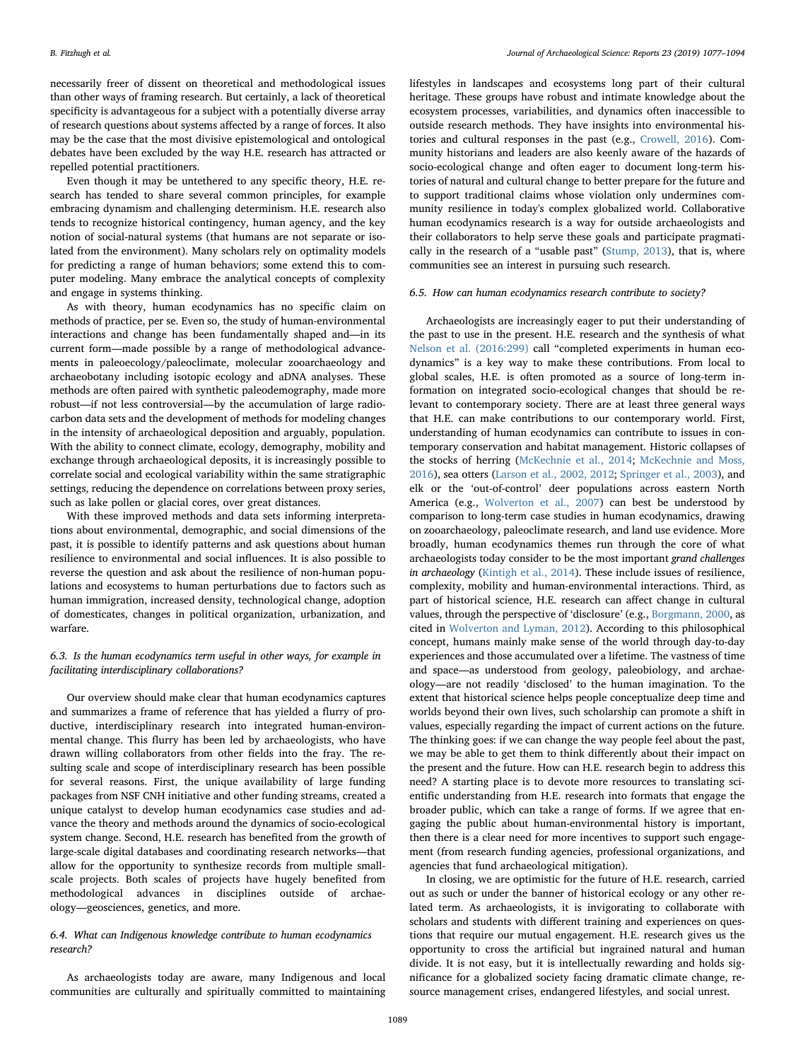necessarily freer of dissent on theoretical and methodological issues than other ways of framing research. But certainly, a lack of theoretical specificity is advantageous for a subject with a potentially diverse array of research questions about systems affected by a range of forces. It also may be the case that the most divisive epistemological and ontological debates have been excluded by the way H.E. research has attracted or repelled potential practitioners.

Even though it may be untethered to any specific theory, H.E. research has tended to share several common principles, for example embracing dynamism and challenging determinism. H.E. research also tends to recognize historical contingency, human agency, and the key notion of social-natural systems (that humans are not separate or isolated from the environment). Many scholars rely on optimality models for predicting a range of human behaviors; some extend this to computer modeling. Many embrace the analytical concepts of complexity and engage in systems thinking.

As with theory, human ecodynamics has no specific claim on methods of practice, per se. Even so, the study of human-environmental interactions and change has been fundamentally shaped and—in its current form—made possible by a range of methodological advancements in paleoecology/paleoclimate, molecular zooarchaeology and archaeobotany including isotopic ecology and aDNA analyses. These methods are often paired with synthetic paleodemography, made more robust—if not less controversial—by the accumulation of large radiocarbon data sets and the development of methods for modeling changes in the intensity of archaeological deposition and arguably, population. With the ability to connect climate, ecology, demography, mobility and exchange through archaeological deposits, it is increasingly possible to correlate social and ecological variability within the same stratigraphic settings, reducing the dependence on correlations between proxy series, such as lake pollen or glacial cores, over great distances.

With these improved methods and data sets informing interpretations about environmental, demographic, and social dimensions of the past, it is possible to identify patterns and ask questions about human resilience to environmental and social influences. It is also possible to reverse the question and ask about the resilience of non-human populations and ecosystems to human perturbations due to factors such as human immigration, increased density, technological change, adoption of domesticates, changes in political organization, urbanization, and warfare.

### 6.3. Is the human ecodynamics term useful in other ways, for example in facilitating interdisciplinary collaborations?

Our overview should make clear that human ecodynamics captures and summarizes a frame of reference that has yielded a flurry of productive, interdisciplinary research into integrated human-environmental change. This flurry has been led by archaeologists, who have drawn willing collaborators from other fields into the fray. The resulting scale and scope of interdisciplinary research has been possible for several reasons. First, the unique availability of large funding packages from NSF CNH initiative and other funding streams, created a unique catalyst to develop human ecodynamics case studies and advance the theory and methods around the dynamics of socio-ecological system change. Second, H.E. research has benefited from the growth of large-scale digital databases and coordinating research networks—that allow for the opportunity to synthesize records from multiple small-scale projects. Both scales of projects have hugely benefited from methodological advances in disciplines outside of archaeology—geosciences, genetics, and more.

### 6.4. What can Indigenous knowledge contribute to human ecodynamics research?

As archaeologists today are aware, many Indigenous and local communities are culturally and spiritually committed to maintaining lifestyles in landscapes and ecosystems long part of their cultural heritage. These groups have robust and intimate knowledge about the ecosystem processes, variabilities, and dynamics often inaccessible to outside research methods. They have insights into environmental histories and cultural responses in the past (e.g., Crowell, 2016). Community historians and leaders are also keenly aware of the hazards of socio-ecological change and often eager to document long-term histories of natural and cultural change to better prepare for the future and to support traditional claims whose violation only undermines community resilience in today's complex globalized world. Collaborative human ecodynamics research is a way for outside archaeologists and their collaborators to help serve these goals and participate pragmatically in the research of a "usable past" (Stump, 2013), that is, where communities see an interest in pursuing such research.

### 6.5. How can human ecodynamics research contribute to society?

Archaeologists are increasingly eager to put their understanding of the past to use in the present. H.E. research and the synthesis of what Nelson et al. (2016:299) call "completed experiments in human ecodynamics" is a key way to make these contributions. From local to global scales, H.E. is often promoted as a source of long-term information on integrated socio-ecological changes that should be relevant to contemporary society. There are at least three general ways that H.E. can make contributions to our contemporary world. First, understanding of human ecodynamics can contribute to issues in contemporary conservation and habitat management. Historic collapses of the stocks of herring (McKechnie et al., 2014; McKechnie and Moss, 2016), sea otters (Larson et al., 2002, 2012; Springer et al., 2003), and elk or the 'out-of-control' deer populations across eastern North America (e.g., Wolverton et al., 2007) can best be understood by comparison to long-term case studies in human ecodynamics, drawing on zooarchaeology, paleoclimate research, and land use evidence. More broadly, human ecodynamics themes run through the core of what archaeologists today consider to be the most important *grand challenges in archaeology* (Kintigh et al., 2014). These include issues of resilience, complexity, mobility and human-environmental interactions. Third, as part of historical science, H.E. research can affect change in cultural values, through the perspective of 'disclosure' (e.g., Borgmann, 2000, as cited in Wolverton and Lyman, 2012). According to this philosophical concept, humans mainly make sense of the world through day-to-day experiences and those accumulated over a lifetime. The vastness of time and space—as understood from geology, paleobiology, and archaeology—are not readily 'disclosed' to the human imagination. To the extent that historical science helps people conceptualize deep time and worlds beyond their own lives, such scholarship can promote a shift in values, especially regarding the impact of current actions on the future. The thinking goes: if we can change the way people feel about the past, we may be able to get them to think differently about their impact on the present and the future. How can H.E. research begin to address this need? A starting place is to devote more resources to translating scientific understanding from H.E. research into formats that engage the broader public, which can take a range of forms. If we agree that engaging the public about human-environmental history is important, then there is a clear need for more incentives to support such engagement (from research funding agencies, professional organizations, and agencies that fund archaeological mitigation).

In closing, we are optimistic for the future of H.E. research, carried out as such or under the banner of historical ecology or any other related term. As archaeologists, it is invigorating to collaborate with scholars and students with different training and experiences on questions that require our mutual engagement. H.E. research gives us the opportunity to cross the artificial but ingrained natural and human divide. It is not easy, but it is intellectually rewarding and holds significance for a globalized society facing dramatic climate change, resource management crises, endangered lifestyles, and social unrest.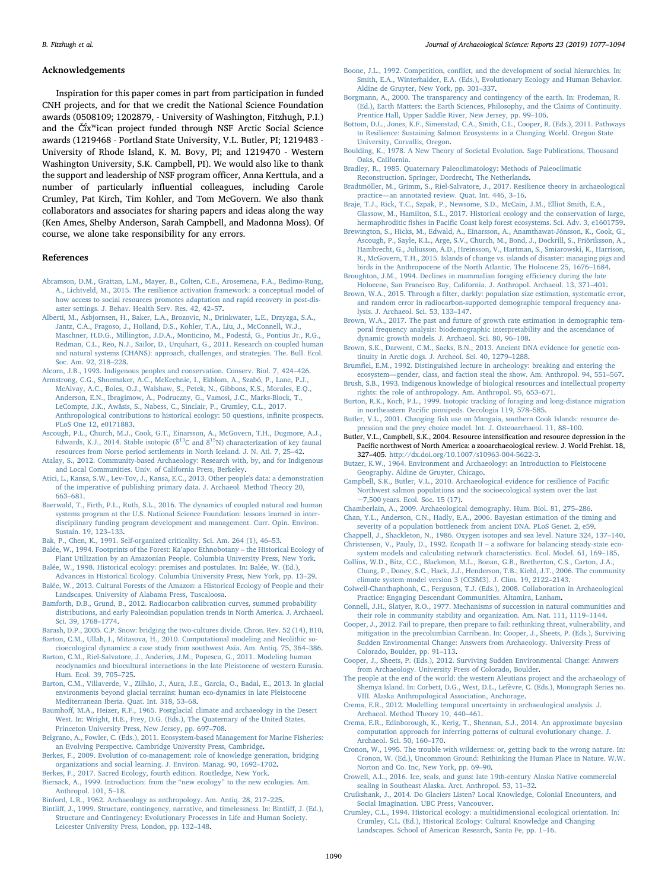## Acknowledgements

Inspiration for this paper comes in part from participation in funded CNH projects, and for that we credit the National Science Foundation awards (0508109; 1202879, - University of Washington, Fitzhugh, P.I.) and the Čǐxʷicən project funded through NSF Arctic Social Science awards (1219468 - Portland State University, V.L. Butler, PI; 1219483 - University of Rhode Island, K. M. Bovy, PI; and 1219470 - Western Washington University, S.K. Campbell, PI). We would also like to thank the support and leadership of NSF program officer, Anna Kerttula, and a number of particularly influential colleagues, including Carole Crumley, Pat Kirch, Tim Kohler, and Tom McGovern. We also thank collaborators and associates for sharing papers and ideas along the way (Ken Ames, Shelby Anderson, Sarah Campbell, and Madonna Moss). Of course, we alone take responsibility for any errors.

## References

Abramson, D.M., Grattan, L.M., Mayer, B., Colten, C.E., Arosemena, F.A., Bedimo-Rung, A., Lichtveld, M., 2015. The resilience activation framework: a conceptual model of how access to social resources promotes adaptation and rapid recovery in post-disaster settings. J. Behav. Health Serv. Res. 42, 42–57.

Alberti, M., Asbjornsen, H., Baker, L.A., Brozovic, N., Drinkwater, L.E., Drzyzga, S.A., Jantz, C.A., Fragoso, J., Holland, D.S., Kohler, T.A., Liu, J., McConnell, W.J., Maschner, H.D.G., Millington, J.D.A., Monticino, M., Podestá, G., Pontius Jr., R.G., Redman, C.L., Reo, N.J., Sailor, D., Urquhart, G., 2011. Research on coupled human and natural systems (CHANS): approach, challenges, and strategies. The. Bull. Ecol. Soc. Am. 92, 218–228.

Alcorn, J.B., 1993. Indigenous peoples and conservation. Conserv. Biol. 7, 424–426.

Armstrong, C.G., Shoemaker, A.C., McKechnie, I., Ekblom, A., Szabó, P., Lane, P.J., McAlvay, A.C., Boles, O.J., Walshaw, S., Petek, N., Gibbons, K.S., Morales, E.Q., Anderson, E.N., Ibragimow, A., Podruczny, G., Vamosi, J.C., Marks-Block, T., LeCompte, J.K., Awâsis, S., Nabess, C., Sinclair, P., Crumley, C.L., 2017. Anthropological contributions to historical ecology: 50 questions, infinite prospects. PLoS One 12, e0171883.

Ascough, P.L., Church, M.J., Cook, G.T., Einarsson, A., McGovern, T.H., Dugmore, A.J., Edwards, K.J., 2014. Stable isotopic ($\delta^{13}$C and $\delta^{15}$N) characterization of key faunal resources from Norse period settlements in North Iceland. J. N. Atl. 7, 25–42.

Atalay, S., 2012. Community-based Archaeology: Research with, by, and for Indigenous and Local Communities. Univ. of California Press, Berkeley.

Atici, L., Kansa, S.W., Lev-Tov, J., Kansa, E.C., 2013. Other people's data: a demonstration of the imperative of publishing primary data. J. Archaeol. Method Theory 20, 663–681.

Baerwald, T., Firth, P.L., Ruth, S.L., 2016. The dynamics of coupled natural and human systems program at the U.S. National Science Foundation: lessons learned in interdisciplinary funding program development and management. Curr. Opin. Environ. Sustain. 19, 123–133.

Bak, P., Chen, K., 1991. Self-organized criticality. Sci. Am. 264 (1), 46–53.

Balée, W., 1994. Footprints of the Forest: Ka'apor Ethnobotany – the Historical Ecology of Plant Utilization by an Amazonian People. Columbia University Press, New York.

Balée, W., 1998. Historical ecology: premises and postulates. In: Balée, W. (Ed.), Advances in Historical Ecology. Columbia University Press, New York, pp. 13–29.

Balée, W., 2013. Cultural Forests of the Amazon: a Historical Ecology of People and their Landscapes. University of Alabama Press, Tuscaloosa.

Bamforth, D.B., Grund, B., 2012. Radiocarbon calibration curves, summed probability distributions, and early Paleoindian population trends in North America. J. Archaeol. Sci. 39, 1768–1774.

Barash, D.P., 2005. C.P. Snow: bridging the two-cultures divide. Chron. Rev. 52 (14), B10.

Barton, C.M., Ullah, I., Mitasova, H., 2010. Computational modeling and Neolithic socioecological dynamics: a case study from southwest Asia. Am. Antiq. 75, 364–386.

Barton, C.M., Riel-Salvatore, J., Anderies, J.M., Popescu, G., 2011. Modeling human ecodynamics and biocultural interactions in the late Pleistocene of western Eurasia. Hum. Ecol. 39, 705–725.

Barton, C.M., Villaverde, V., Zilhão, J., Aura, J.E., Garcia, O., Badal, E., 2013. In glacial environments beyond glacial terrains: human eco-dynamics in late Pleistocene Mediterranean Iberia. Quat. Int. 318, 53–68.

Baumhoff, M.A., Heizer, R.F., 1965. Postglacial climate and archaeology in the Desert West. In: Wright, H.E., Frey, D.G. (Eds.), The Quaternary of the United States. Princeton University Press, New Jersey, pp. 697–708.

Belgrano, A., Fowler, C. (Eds.), 2011. Ecosystem-based Management for Marine Fisheries: an Evolving Perspective. Cambridge University Press, Cambridge.

Berkes, F., 2009. Evolution of co-management: role of knowledge generation, bridging organizations and social learning. J. Environ. Manag. 90, 1692–1702.

Berkes, F., 2017. Sacred Ecology, fourth edition. Routledge, New York.

Biersack, A., 1999. Introduction: from the "new ecology" to the new ecologies. Am. Anthropol. 101, 5–18.

Binford, L.R., 1962. Archaeology as anthropology. Am. Antiq. 28, 217–225.

Bintliff, J., 1999. Structure, contingency, narrative, and timelessness. In: Bintliff, J. (Ed.), Structure and Contingency: Evolutionary Processes in Life and Human Society. Leicester University Press, London, pp. 132–148.

Boone, J.L., 1992. Competition, conflict, and the development of social hierarchies. In: Smith, E.A., Winterhalder, E.A. (Eds.), Evolutionary Ecology and Human Behavior. Aldine de Gruyter, New York, pp. 301–337.

Borgmann, A., 2000. The transparency and contingency of the earth. In: Frodeman, R. (Ed.), Earth Matters: the Earth Sciences, Philosophy, and the Claims of Continuity. Prentice Hall, Upper Saddle River, New Jersey, pp. 99–106.

Bottom, D.L., Jones, K.F., Simenstad, C.A., Smith, C.L., Cooper, R. (Eds.), 2011. Pathways to Resilience: Sustaining Salmon Ecosystems in a Changing World. Oregon State University, Corvallis, Oregon.

Boulding, K., 1978. A New Theory of Societal Evolution. Sage Publications, Thousand Oaks, California.

Bradley, R., 1985. Quaternary Paleoclimatology: Methods of Paleoclimatic Reconstruction. Springer, Dordrecht, The Netherlands.

Bradtmöller, M., Grimm, S., Riel-Salvatore, J., 2017. Resilience theory in archaeological practice—an annotated review. Quat. Int. 446, 3–16.

Braje, T.J., Rick, T.C., Szpak, P., Newsome, S.D., McCain, J.M., Elliot Smith, E.A., Glassow, M., Hamilton, S.L., 2017. Historical ecology and the conservation of large, hermaphroditic fishes in Pacific Coast kelp forest ecosystems. Sci. Adv. 3, e1601759.

Brewington, S., Hicks, M., Edwald, A., Einarsson, A., Anamthawat-Jónsson, K., Cook, G., Ascough, P., Sayle, K.L., Arge, S.V., Church, M., Bond, J., Dockrill, S., Friðriksson, A., Hambrecht, G., Juliusson, A.D., Hreinsson, V., Hartman, S., Smiarowski, K., Harrison, R., McGovern, T.H., 2015. Islands of change vs. islands of disaster: managing pigs and birds in the Anthropocene of the North Atlantic. The Holocene 25, 1676–1684.

Broughton, J.M., 1994. Declines in mammalian foraging efficiency during the late Holocene, San Francisco Bay, California. J. Anthropol. Archaeol. 13, 371–401.

Brown, W.A., 2015. Through a filter, darkly: population size estimation, systematic error, and random error in radiocarbon-supported demographic temporal frequency analysis. J. Archaeol. Sci. 53, 133–147.

Brown, W.A., 2017. The past and future of growth rate estimation in demographic temporal frequency analysis: biodemographic interpretability and the ascendance of dynamic growth models. J. Archaeol. Sci. 80, 96–108.

Brown, S.K., Darwent, C.M., Sacks, B.N., 2013. Ancient DNA evidence for genetic continuity in Arctic dogs. J. Archeol. Sci. 40, 1279–1288.

Brumfiel, E.M., 1992. Distinguished lecture in archeology: breaking and entering the ecosystem—gender, class, and faction steal the show. Am. Anthropol. 94, 551–567.

Brush, S.B., 1993. Indigenous knowledge of biological resources and intellectual property rights: the role of anthropology. Am. Anthropol. 95, 653–671.

Burton, R.K., Koch, P.L., 1999. Isotopic tracking of foraging and long-distance migration in northeastern Pacific pinnipeds. Oecologia 119, 578–585.

Butler, V.L., 2001. Changing fish use on Mangaia, southern Cook Islands: resource depression and the prey choice model. Int. J. Osteoarchaeol. 11, 88–100.

Butler, V.L., Campbell, S.K., 2004. Resource intensification and resource depression in the Pacific northwest of North America: a zooarchaeological review. J. World Prehist. 18, 327–405. http://dx.doi.org/10.1007/s10963-004-5622-3.

Butzer, K.W., 1964. Environment and Archaeology: an Introduction to Pleistocene Geography. Aldine de Gruyter, Chicago.

Campbell, S.K., Butler, V.L., 2010. Archaeological evidence for resilience of Pacific Northwest salmon populations and the socioecological system over the last ~7,500 years. Ecol. Soc. 15 (17).

Chamberlain, A., 2009. Archaeological demography. Hum. Biol. 81, 275–286.

Chan, Y.L., Anderson, C.N., Hadly, E.A., 2006. Bayesian estimation of the timing and severity of a population bottleneck from ancient DNA. PLoS Genet. 2, e59.

Chappell, J., Shackleton, N., 1986. Oxygen isotopes and sea level. Nature 324, 137–140.

Christensen, V., Pauly, D., 1992. Ecopath II – a software for balancing steady-state ecosystem models and calculating network characteristics. Ecol. Model. 61, 169–185.

Collins, W.D., Bitz, C.C., Blackmon, M.L., Bonan, G.B., Bretherton, C.S., Carton, J.A., Chang, P., Doney, S.C., Hack, J.J., Henderson, T.B., Kiehl, J.T., 2006. The community climate system model version 3 (CCSM3). J. Clim. 19, 2122–2143.

Colwell-Chanthaphonh, C., Ferguson, T.J. (Eds.), 2008. Collaboration in Archaeological Practice: Engaging Descendant Communities. Altamira, Lanham.

Connell, J.H., Slatyer, R.O., 1977. Mechanisms of succession in natural communities and their role in community stability and organization. Am. Nat. 111, 1119–1144.

Cooper, J., 2012. Fail to prepare, then prepare to fail: rethinking threat, vulnerability, and mitigation in the precolumbian Carribean. In: Cooper, J., Sheets, P. (Eds.), Surviving Sudden Environmental Change: Answers from Archaeology. University Press of Colorado, Boulder, pp. 91–113.

Cooper, J., Sheets, P. (Eds.), 2012. Surviving Sudden Environmental Change: Answers from Archaeology. University Press of Colorado, Boulder.

The people at the end of the world: the western Aleutians project and the archaeology of Shemya Island. In: Corbett, D.G., West, D.L., Lefèvre, C. (Eds.), Monograph Series no. VIII. Alaska Anthropological Association, Anchorage.

Crema, E.R., 2012. Modelling temporal uncertainty in archaeological analysis. J. Archaeol. Method Theory 19, 440–461.

Crema, E.R., Edinborough, K., Kerig, T., Shennan, S.J., 2014. An approximate bayesian computation approach for inferring patterns of cultural evolutionary change. J. Archaeol. Sci. 50, 160–170.

Cronon, W., 1995. The trouble with wilderness: or, getting back to the wrong nature. In: Cronon, W. (Ed.), Uncommon Ground: Rethinking the Human Place in Nature. W.W. Norton and Co, New York, pp. 69–90.

Crowell, A.L., 2016. Ice, seals, and guns: late 19th-century Alaska Native commercial sealing in Southeast Alaska. Arct. Anthropol. 53, 11–32.

Cruikshank, J., 2014. Do Glaciers Listen? Local Knowledge, Colonial Encounters, and Social Imagination. UBC Press, Vancouver.

Crumley, C.L., 1994. Historical ecology: a multidimensional ecological orientation. In: Crumley, C.L. (Ed.), Historical Ecology: Cultural Knowledge and Changing Landscapes. School of American Research, Santa Fe, pp. 1–16.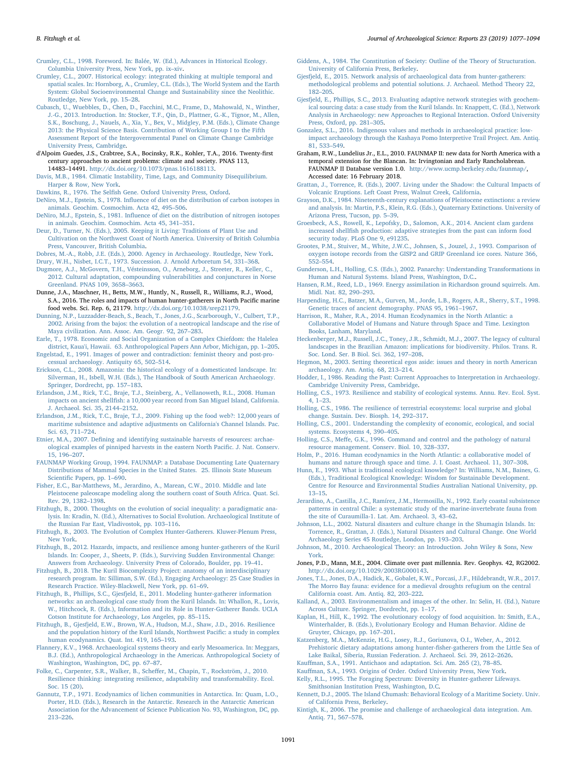Crumley, C.L., 1998. Foreword. In: Balée, W. (Ed.), Advances in Historical Ecology. Columbia University Press, New York, pp. ix–xiv.

Crumley, C.L., 2007. Historical ecology: integrated thinking at multiple temporal and spatial scales. In: Hornborg, A., Crumley, C.L. (Eds.), The World System and the Earth System: Global Socioenvironmental Change and Sustainability since the Neolithic. Routledge, New York, pp. 15–28.

Cubasch, U., Wuebbles, D., Chen, D., Facchini, M.C., Frame, D., Mahowald, N., Winther, J.-G., 2013. Introduction. In: Stocker, T.F., Qin, D., Plattner, G.-K., Tignor, M., Allen, S.K., Boschung, J., Nauels, A., Xia, Y., Bex, V., Midgley, P.M. (Eds.), Climate Change 2013: the Physical Science Basis. Contribution of Working Group I to the Fifth Assessment Report of the Intergovernmental Panel on Climate Change Cambridge University Press, Cambridge.

d'Alpoim Guedes, J.S., Crabtree, S.A., Bocinsky, R.K., Kohler, T.A., 2016. Twenty-first century approaches to ancient problems: climate and society. PNAS 113, 14483–14491. http://dx.doi.org/10.1073/pnas.1616188113.

Davis, M.B., 1984. Climatic Instability, Time, Lags, and Community Disequilibrium. Harper & Row, New York.

Dawkins, R., 1976. The Selfish Gene. Oxford University Press, Oxford.

DeNiro, M.J., Epstein, S., 1978. Influence of diet on the distribution of carbon isotopes in animals. Geochim. Cosmochim. Acta 42, 495–506.

DeNiro, M.J., Epstein, S., 1981. Influence of diet on the distribution of nitrogen isotopes in animals. Geochim. Cosmochim. Acta 45, 341–351.

Deur, D., Turner, N. (Eds.), 2005. Keeping it Living: Traditions of Plant Use and Cultivation on the Northwest Coast of North America. University of British Columbia Press, Vancouver, British Columbia.

Dobres, M.-A., Robb, J.E. (Eds.), 2000. Agency in Archaeology. Routledge, New York.

Drury, W.H., Nisbet, I.C.T., 1973. Succession. J. Arnold Arboretum 54, 331–368.

Dugmore, A.J., McGovern, T.H., Vésteinsson, O., Arneborg, J., Streeter, R., Keller, C., 2012. Cultural adaptation, compounding vulnerabilities and conjunctures in Norse Greenland. PNAS 109, 3658–3663.

Dunne, J.A., Maschner, H., Betts, M.W., Huntly, N., Russell, R., Williams, R.J., Wood, S.A., 2016. The roles and impacts of human hunter-gatherers in North Pacific marine food webs. Sci. Rep. 6, 21179. http://dx.doi.org/10.1038/srep21179.

Dunning, N.P., Luzzadder-Beach, S., Beach, T., Jones, J.G., Scarborough, V., Culbert, T.P., 2002. Arising from the bajos: the evolution of a neotropical landscape and the rise of Maya civilization. Ann. Assoc. Am. Geogr. 92, 267–283.

Earle, T., 1978. Economic and Social Organization of a Complex Chiefdom: the Halelea District, Kaua'i, Hawaii. 63. Anthropological Papers Ann Arbor, Michigan, pp. 1–205.

Engelstad, E., 1991. Images of power and contradiction: feminist theory and post-processual archaeology. Antiquity 65, 502–514.

Erickson, C.L., 2008. Amazonia: the historical ecology of a domesticated landscape. In: Silverman, H., Isbell, W.H. (Eds.), The Handbook of South American Archaeology. Springer, Dordrecht, pp. 157–183.

Erlandson, J.M., Rick, T.C., Braje, T.J., Steinberg, A., Vellanoweth, R.L., 2008. Human impacts on ancient shellfish: a 10,000 year record from San Miguel Island, California. J. Archaeol. Sci. 35, 2144–2152.

Erlandson, J.M., Rick, T.C., Braje, T.J., 2009. Fishing up the food web?: 12,000 years of maritime subsistence and adaptive adjustments on California's Channel Islands. Pac. Sci. 63, 711–724.

Etnier, M.A., 2007. Defining and identifying sustainable harvests of resources: archaeological examples of pinniped harvests in the eastern North Pacific. J. Nat. Conserv. 15, 196–207.

FAUNMAP Working Group, 1994. FAUNMAP: a Database Documenting Late Quaternary Distributions of Mammal Species in the United States. 25. Illinois State Museum Scientific Papers, pp. 1–690.

Fisher, E.C., Bar-Matthews, M., Jerardino, A., Marean, C.W., 2010. Middle and late Pleistocene paleoscape modeling along the southern coast of South Africa. Quat. Sci. Rev. 29, 1382–1398.

Fitzhugh, B., 2000. Thoughts on the evolution of social inequality: a paradigmatic analysis. In: Kradin, N. (Ed.), Alternatives to Social Evolution. Archaeological Institute of the Russian Far East, Vladivostok, pp. 103–116.

Fitzhugh, B., 2003. The Evolution of Complex Hunter-Gatherers. Kluwer-Plenum Press, New York.

Fitzhugh, B., 2012. Hazards, impacts, and resilience among hunter-gatherers of the Kuril Islands. In: Cooper, J., Sheets, P. (Eds.), Surviving Sudden Environmental Change: Answers from Archaeology. University Press of Colorado, Boulder, pp. 19–41.

Fitzhugh, B., 2018. The Kuril Biocomplexity Project: anatomy of an interdisciplinary research program. In: Silliman, S.W. (Ed.), Engaging Archaeology: 25 Case Studies in Research Practice. Wiley-Blackwell, New York, pp. 61–69.

Fitzhugh, B., Phillips, S.C., Gjesfjeld, E., 2011. Modeling hunter-gatherer information networks: an archaeological case study from the Kuril Islands. In: Whallon, R., Lovis, W., Hitchcock, R. (Eds.), Information and its Role in Hunter-Gatherer Bands. UCLA Cotson Institute for Archaeology, Los Angeles, pp. 85–115.

Fitzhugh, B., Gjesfjeld, E.W., Brown, W.A., Hudson, M.J., Shaw, J.D., 2016. Resilience and the population history of the Kuril Islands, Northwest Pacific: a study in complex human ecodynamics. Quat. Int. 419, 165–193.

Flannery, K.V., 1968. Archaeological systems theory and early Mesoamerica. In: Meggars, B.J. (Ed.), Anthropological Archaeology in the Americas. Anthropological Society of Washington, Washington, DC, pp. 67–87.

Folke, C., Carpenter, S.R., Walker, B., Scheffer, M., Chapin, T., Rockström, J., 2010. Resilience thinking: integrating resilience, adaptability and transformability. Ecol. Soc. 15 (20).

Gannutz, T.P., 1971. Ecodynamics of lichen communities in Antarctica. In: Quam, L.O., Porter, H.D. (Eds.), Research in the Antarctic. Research in the Antarctic American Association for the Advancement of Science Publication No. 93, Washington, DC, pp. 213–226.

Giddens, A., 1984. The Constitution of Society: Outline of the Theory of Structuration. University of California Press, Berkeley.

Gjesfjeld, E., 2015. Network analysis of archaeological data from hunter-gatherers: methodological problems and potential solutions. J. Archaeol. Method Theory 22, 182–205.

Gjesfjeld, E., Phillips, S.C., 2013. Evaluating adaptive network strategies with geochemical sourcing data: a case study from the Kuril Islands. In: Knappett, C. (Ed.), Network Analysis in Archaeology: new Approaches to Regional Interaction. Oxford University Press, Oxford, pp. 281–305.

Gonzalez, S.L., 2016. Indigenous values and methods in archaeological practice: low-impact archaeology through the Kashaya Pomo Interpretive Trail Project. Am. Antiq. 81, 533–549.

Graham, R.W., Lundelius Jr., E.L., 2010. FAUNMAP II: new data for North America with a temporal extension for the Blancan. In: Irvingtonian and Early Rancholabrean. FAUNMAP II Database version 1.0. http://www.ucmp.berkeley.edu/faunmap/, Accessed date: 16 February 2018.

Grattan, J., Torrence, R. (Eds.), 2007. Living under the Shadow: the Cultural Impacts of Volcanic Eruptions. Left Coast Press, Walnut Creek, California.

Grayson, D.K., 1984. Nineteenth-century explanations of Pleistocene extinctions: a review and analysis. In: Martin, P.S., Klein, R.G. (Eds.), Quaternary Extinctions. University of Arizona Press, Tucson, pp. 5–39.

Groesbeck, A.S., Rowell, K., Lepofsky, D., Salomon, A.K., 2014. Ancient clam gardens increased shellfish production: adaptive strategies from the past can inform food security today. PLoS One 9, e91235.

Grootes, P.M., Stuiver, M., White, J.W.C., Johnsen, S., Jouzel, J., 1993. Comparison of oxygen isotope records from the GISP2 and GRIP Greenland ice cores. Nature 366, 552–554.

Gunderson, L.H., Holling, C.S. (Eds.), 2002. Panarchy: Understanding Transformations in Human and Natural Systems. Island Press, Washington, D.C..

Hansen, R.M., Reed, L.D., 1969. Energy assimilation in Richardson ground squirrels. Am. Midl. Nat. 82, 290–293.

Harpending, H.C., Batzer, M.A., Gurven, M., Jorde, L.B., Rogers, A.R., Sherry, S.T., 1998. Genetic traces of ancient demography. PNAS 95, 1961–1967.

Harrison, R., Maher, R.A., 2014. Human Ecodynamics in the North Atlantic: a Collaborative Model of Humans and Nature through Space and Time. Lexington Books, Lanham, Maryland.

Heckenberger, M.J., Russell, J.C., Toney, J.R., Schmidt, M.J., 2007. The legacy of cultural landscapes in the Brazilian Amazon: implications for biodiversity. Philos. Trans. R. Soc. Lond. Ser. B Biol. Sci. 362, 197–208.

Hegmon, M., 2003. Setting theoretical egos aside: issues and theory in north American archaeology. Am. Antiq. 68, 213–214.

Hodder, I., 1986. Reading the Past: Current Approaches to Interpretation in Archaeology. Cambridge University Press, Cambridge.

Holling, C.S., 1973. Resilience and stability of ecological systems. Annu. Rev. Ecol. Syst. 4, 1–23.

Holling, C.S., 1986. The resilience of terrestrial ecosystems: local surprise and global change. Sustain. Dev. Biosph. 14, 292–317.

Holling, C.S., 2001. Understanding the complexity of economic, ecological, and social systems. Ecosystems 4, 390–405.

Holling, C.S., Meffe, G.K., 1996. Command and control and the pathology of natural resource management. Conserv. Biol. 10, 328–337.

Holm, P., 2016. Human ecodynamics in the North Atlantic: a collaborative model of humans and nature through space and time. J. I. Coast. Archaeol. 11, 307–308.

Hunn, E., 1993. What is traditional ecological knowledge? In: Williams, N.M., Baines, G. (Eds.), Traditional Ecological Knowledge: Wisdom for Sustainable Development. Centre for Resource and Environmental Studies Australian National University, pp. 13–15.

Jerardino, A., Castilla, J.C., Ramírez, J.M., Hermosilla, N., 1992. Early coastal subsistence patterns in central Chile: a systematic study of the marine-invertebrate fauna from the site of Curaumilla-1. Lat. Am. Archaeol. 3, 43–62.

Johnson, L.L., 2002. Natural disasters and culture change in the Shumagin Islands. In: Torrence, R., Grattan, J. (Eds.), Natural Disasters and Cultural Change. One World Archaeology Series 45 Routledge, London, pp. 193–203.

Johnson, M., 2010. Archaeological Theory: an Introduction. John Wiley & Sons, New York.

Jones, P.D., Mann, M.E., 2004. Climate over past millennia. Rev. Geophys. 42, RG2002. http://dx.doi.org/10.1029/2003RG000143.

Jones, T.L., Jones, D.A., Hadick, K., Gobalet, K.W., Porcasi, J.F., Hildebrandt, W.R., 2017. The Morro Bay fauna: evidence for a medieval droughts refugium on the central California coast. Am. Antiq. 82, 203–222.

Kalland, A., 2003. Environmentalism and images of the other. In: Selin, H. (Ed.), Nature Across Culture. Springer, Dordrecht, pp. 1–17.

Kaplan, H., Hill, K., 1992. The evolutionary ecology of food acquisition. In: Smith, E.A., Winterhalder, B. (Eds.), Evolutionary Ecology and Human Behavior. Aldine de Gruyter, Chicago, pp. 167–201.

Katzenberg, M.A., McKenzie, H.G., Losey, R.J., Goriunova, O.I., Weber, A., 2012. Prehistoric dietary adaptations among hunter-fisher-gatherers from the Little Sea of Lake Baikal, Siberia, Russian Federation. J. Archaeol. Sci. 39, 2612–2626.

Kauffman, S.A., 1991. Antichaos and adaptation. Sci. Am. 265 (2), 78–85.

Kauffman, S.A., 1993. Origins of Order. Oxford University Press, New York.

Kelly, R.L., 1995. The Foraging Spectrum: Diversity in Hunter-gatherer Lifeways. Smithsonian Institution Press, Washington, D.C.

Kennett, D.J., 2005. The Island Chumash: Behavioral Ecology of a Maritime Society. Univ. of California Press, Berkeley.

Kintigh, K., 2006. The promise and challenge of archaeological data integration. Am. Antiq. 71, 567–578.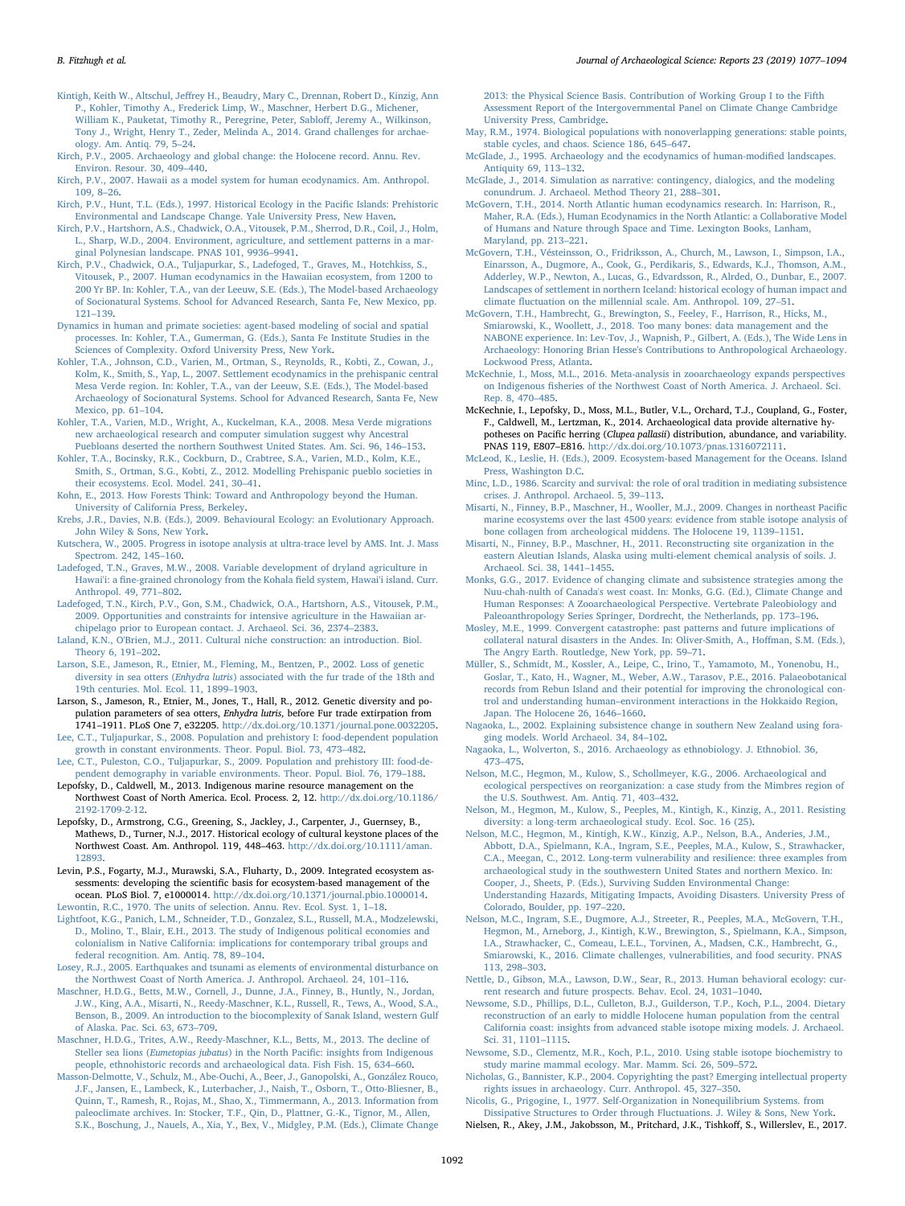Kintigh, Keith W., Altschul, Jeffrey H., Beaudry, Mary C., Drennan, Robert D., Kinzig, Ann P., Kohler, Timothy A., Frederick Limp, W., Maschner, Herbert D.G., Michener, William K., Pauketat, Timothy R., Peregrine, Peter, Sabloff, Jeremy A., Wilkinson, Tony J., Wright, Henry T., Zeder, Melinda A., 2014. Grand challenges for archaeology. Am. Antiq. 79, 5–24.

Kirch, P.V., 2005. Archaeology and global change: the Holocene record. Annu. Rev. Environ. Resour. 30, 409–440.

Kirch, P.V., 2007. Hawaii as a model system for human ecodynamics. Am. Anthropol. 109, 8–26.

Kirch, P.V., Hunt, T.L. (Eds.), 1997. Historical Ecology in the Pacific Islands: Prehistoric Environmental and Landscape Change. Yale University Press, New Haven.

Kirch, P.V., Hartshorn, A.S., Chadwick, O.A., Vitousek, P.M., Sherrod, D.R., Coil, J., Holm, L., Sharp, W.D., 2004. Environment, agriculture, and settlement patterns in a marginal Polynesian landscape. PNAS 101, 9936–9941.

Kirch, P.V., Chadwick, O.A., Tuljapurkar, S., Ladefoged, T., Graves, M., Hotchkiss, S., Vitousek, P., 2007. Human ecodynamics in the Hawaiian ecosystem, from 1200 to 200 Yr BP. In: Kohler, T.A., van der Leeuw, S.E. (Eds.), The Model-based Archaeology of Socionatural Systems. School for Advanced Research, Santa Fe, New Mexico, pp. 121–139.

Dynamics in human and primate societies: agent-based modeling of social and spatial processes. In: Kohler, T.A., Gumerman, G. (Eds.), Santa Fe Institute Studies in the Sciences of Complexity. Oxford University Press, New York.

Kohler, T.A., Johnson, C.D., Varien, M., Ortman, S., Reynolds, R., Kobti, Z., Cowan, J., Kolm, K., Smith, S., Yap, L., 2007. Settlement ecodynamics in the prehispanic central Mesa Verde region. In: Kohler, T.A., van der Leeuw, S.E. (Eds.), The Model-based Archaeology of Socionatural Systems. School for Advanced Research, Santa Fe, New Mexico, pp. 61–104.

Kohler, T.A., Varien, M.D., Wright, A., Kuckelman, K.A., 2008. Mesa Verde migrations new archaeological research and computer simulation suggest why Ancestral Puebloans deserted the northern Southwest United States. Am. Sci. 96, 146–153.

Kohler, T.A., Bocinsky, R.K., Cockburn, D., Crabtree, S.A., Varien, M.D., Kolm, K.E., Smith, S., Ortman, S.G., Kobti, Z., 2012. Modelling Prehispanic pueblo societies in their ecosystems. Ecol. Model. 241, 30–41.

Kohn, E., 2013. How Forests Think: Toward and Anthropology beyond the Human. University of California Press, Berkeley.

Krebs, J.R., Davies, N.B. (Eds.), 2009. Behavioural Ecology: an Evolutionary Approach. John Wiley & Sons, New York.

Kutschera, W., 2005. Progress in isotope analysis at ultra-trace level by AMS. Int. J. Mass Spectrom. 242, 145–160.

Ladefoged, T.N., Graves, M.W., 2008. Variable development of dryland agriculture in Hawai'i: a fine-grained chronology from the Kohala field system, Hawai'i island. Curr. Anthropol. 49, 771–802.

Ladefoged, T.N., Kirch, P.V., Gon, S.M., Chadwick, O.A., Hartshorn, A.S., Vitousek, P.M., 2009. Opportunities and constraints for intensive agriculture in the Hawaiian archipelago prior to European contact. J. Archaeol. Sci. 36, 2374–2383.

Laland, K.N., O'Brien, M.J., 2011. Cultural niche construction: an introduction. Biol. Theory 6, 191–202.

Larson, S.E., Jameson, R., Etnier, M., Fleming, M., Bentzen, P., 2002. Loss of genetic diversity in sea otters (*Enhydra lutris*) associated with the fur trade of the 18th and 19th centuries. Mol. Ecol. 11, 1899–1903.

Larson, S., Jameson, R., Etnier, M., Jones, T., Hall, R., 2012. Genetic diversity and population parameters of sea otters, *Enhydra lutris*, before Fur trade extirpation from 1741–1911. PLoS One 7, e32205. http://dx.doi.org/10.1371/journal.pone.0032205.

Lee, C.T., Tuljapurkar, S., 2008. Population and prehistory I: food-dependent population growth in constant environments. Theor. Popul. Biol. 73, 473–482.

Lee, C.T., Puleston, C.O., Tuljapurkar, S., 2009. Population and prehistory III: food-dependent demography in variable environments. Theor. Popul. Biol. 76, 179–188.

Lepofsky, D., Caldwell, M., 2013. Indigenous marine resource management on the Northwest Coast of North America. Ecol. Process. 2, 12. http://dx.doi.org/10.1186/2192-1709-2-12.

Lepofsky, D., Armstrong, C.G., Greening, S., Jackley, J., Carpenter, J., Guernsey, B., Mathews, D., Turner, N.J., 2017. Historical ecology of cultural keystone places of the Northwest Coast. Am. Anthropol. 119, 448–463. http://dx.doi.org/10.1111/aman.12893.

Levin, P.S., Fogarty, M.J., Murawski, S.A., Fluharty, D., 2009. Integrated ecosystem assessments: developing the scientific basis for ecosystem-based management of the ocean. PLoS Biol. 7, e1000014. http://dx.doi.org/10.1371/journal.pbio.1000014.

Lewontin, R.C., 1970. The units of selection. Annu. Rev. Ecol. Syst. 1, 1–18.

Lightfoot, K.G., Panich, L.M., Schneider, T.D., Gonzalez, S.L., Russell, M.A., Modzelewski, D., Molino, T., Blair, E.H., 2013. The study of Indigenous political economies and colonialism in Native California: implications for contemporary tribal groups and federal recognition. Am. Antiq. 78, 89–104.

Losey, R.J., 2005. Earthquakes and tsunami as elements of environmental disturbance on the Northwest Coast of North America. J. Anthropol. Archaeol. 24, 101–116.

Maschner, H.D.G., Betts, M.W., Cornell, J., Dunne, J.A., Finney, B., Huntly, N., Jordan, J.W., King, A.A., Misarti, N., Reedy-Maschner, K.L., Russell, R., Tews, A., Wood, S.A., Benson, B., 2009. An introduction to the biocomplexity of Sanak Island, western Gulf of Alaska. Pac. Sci. 63, 673–709.

Maschner, H.D.G., Trites, A.W., Reedy-Maschner, K.L., Betts, M., 2013. The decline of Steller sea lions (*Eumetopias jubatus*) in the North Pacific: insights from Indigenous people, ethnohistoric records and archaeological data. Fish Fish. 15, 634–660.

Masson-Delmotte, V., Schulz, M., Abe-Ouchi, A., Beer, J., Ganopolski, A., González Rouco, J.F., Jansen, E., Lambeck, K., Luterbacher, J., Naish, T., Osborn, T., Otto-Bliesner, B., Quinn, T., Ramesh, R., Rojas, M., Shao, X., Timmermann, A., 2013. Information from paleoclimate archives. In: Stocker, T.F., Qin, D., Plattner, G.-K., Tignor, M., Allen, S.K., Boschung, J., Nauels, A., Xia, Y., Bex, V., Midgley, P.M. (Eds.), Climate Change 2013: the Physical Science Basis. Contribution of Working Group I to the Fifth Assessment Report of the Intergovernmental Panel on Climate Change Cambridge University Press, Cambridge.

May, R.M., 1974. Biological populations with nonoverlapping generations: stable points, stable cycles, and chaos. Science 186, 645–647.

McGlade, J., 1995. Archaeology and the ecodynamics of human-modified landscapes. Antiquity 69, 113–132.

McGlade, J., 2014. Simulation as narrative: contingency, dialogics, and the modeling conundrum. J. Archaeol. Method Theory 21, 288–301.

McGovern, T.H., 2014. North Atlantic human ecodynamics research. In: Harrison, R., Maher, R.A. (Eds.), Human Ecodynamics in the North Atlantic: a Collaborative Model of Humans and Nature through Space and Time. Lexington Books, Lanham, Maryland, pp. 213–221.

McGovern, T.H., Vésteinsson, O., Fridriksson, A., Church, M., Lawson, I., Simpson, I.A., Einarsson, A., Dugmore, A., Cook, G., Perdikaris, S., Edwards, K.J., Thomson, A.M., Adderley, W.P., Newton, A., Lucas, G., Edvardsson, R., Alrded, O., Dunbar, E., 2007. Landscapes of settlement in northern Iceland: historical ecology of human impact and climate fluctuation on the millennial scale. Am. Anthropol. 109, 27–51.

McGovern, T.H., Hambrecht, G., Brewington, S., Feeley, F., Harrison, R., Hicks, M., Smiarowski, K., Woollett, J., 2018. Too many bones: data management and the NABONE experience. In: Lev-Tov, J., Wapnish, P., Gilbert, A. (Eds.), The Wide Lens in Archaeology: Honoring Brian Hesse's Contributions to Anthropological Archaeology. Lockwood Press, Atlanta.

McKechnie, I., Moss, M.L., 2016. Meta-analysis in zooarchaeology expands perspectives on Indigenous fisheries of the Northwest Coast of North America. J. Archaeol. Sci. Rep. 8, 470–485.

McKechnie, I., Lepofsky, D., Moss, M.L., Butler, V.L., Orchard, T.J., Coupland, G., Foster, F., Caldwell, M., Lertzman, K., 2014. Archaeological data provide alternative hypotheses on Pacific herring (*Clupea pallasii*) distribution, abundance, and variability. PNAS 119, E807–E816. http://dx.doi.org/10.1073/pnas.1316072111.

McLeod, K., Leslie, H. (Eds.), 2009. Ecosystem-based Management for the Oceans. Island Press, Washington D.C.

Minc, L.D., 1986. Scarcity and survival: the role of oral tradition in mediating subsistence crises. J. Anthropol. Archaeol. 5, 39–113.

Misarti, N., Finney, B.P., Maschner, H., Wooller, M.J., 2009. Changes in northeast Pacific marine ecosystems over the last 4500 years: evidence from stable isotope analysis of bone collagen from archeological middens. The Holocene 19, 1139–1151.

Misarti, N., Finney, B.P., Maschner, H., 2011. Reconstructing site organization in the eastern Aleutian Islands, Alaska using multi-element chemical analysis of soils. J. Archaeol. Sci. 38, 1441–1455.

Monks, G.G., 2017. Evidence of changing climate and subsistence strategies among the Nuu-chah-nulth of Canada's west coast. In: Monks, G.G. (Ed.), Climate Change and Human Responses: A Zooarchaeological Perspective. Vertebrate Paleobiology and Paleoanthropology Series Springer, Dordrecht, the Netherlands, pp. 173–196.

Mosley, M.E., 1999. Convergent catastrophe: past patterns and future implications of collateral natural disasters in the Andes. In: Oliver-Smith, A., Hoffman, S.M. (Eds.), The Angry Earth. Routledge, New York, pp. 59–71.

Müller, S., Schmidt, M., Kossler, A., Leipe, C., Irino, T., Yamamoto, M., Yonenobu, H., Goslar, T., Kato, H., Wagner, M., Weber, A.W., Tarasov, P.E., 2016. Palaeobotanical records from Rebun Island and their potential for improving the chronological control and understanding human–environment interactions in the Hokkaido Region, Japan. The Holocene 26, 1646–1660.

Nagaoka, L., 2002. Explaining subsistence change in southern New Zealand using foraging models. World Archaeol. 34, 84–102.

Nagaoka, L., Wolverton, S., 2016. Archaeology as ethnobiology. J. Ethnobiol. 36, 473–475.

Nelson, M.C., Hegmon, M., Kulow, S., Schollmeyer, K.G., 2006. Archaeological and ecological perspectives on reorganization: a case study from the Mimbres region of the U.S. Southwest. Am. Antiq. 71, 403–432.

Nelson, M., Hegmon, M., Kulow, S., Peeples, M., Kintigh, K., Kinzig, A., 2011. Resisting diversity: a long-term archaeological study. Ecol. Soc. 16 (25).

Nelson, M.C., Hegmon, M., Kintigh, K.W., Kinzig, A.P., Nelson, B.A., Anderies, J.M., Abbott, D.A., Spielmann, K.A., Ingram, S.E., Peeples, M.A., Kulow, S., Strawhacker, C.A., Meegan, C., 2012. Long-term vulnerability and resilience: three examples from archaeological study in the southwestern United States and northern Mexico. In: Cooper, J., Sheets, P. (Eds.), Surviving Sudden Environmental Change: Understanding Hazards, Mitigating Impacts, Avoiding Disasters. University Press of Colorado, Boulder, pp. 197–220.

Nelson, M.C., Ingram, S.E., Dugmore, A.J., Streeter, R., Peeples, M.A., McGovern, T.H., Hegmon, M., Arneborg, J., Kintigh, K.W., Brewington, S., Spielmann, K.A., Simpson, I.A., Strawhacker, C., Comeau, L.E.L., Torvinen, A., Madsen, C.K., Hambrecht, G., Smiarowski, K., 2016. Climate challenges, vulnerabilities, and food security. PNAS 113, 298–303.

Nettle, D., Gibson, M.A., Lawson, D.W., Sear, R., 2013. Human behavioral ecology: current research and future prospects. Behav. Ecol. 24, 1031–1040.

Newsome, S.D., Phillips, D.L., Culleton, B.J., Guilderson, T.P., Koch, P.L., 2004. Dietary reconstruction of an early to middle Holocene human population from the central California coast: insights from advanced stable isotope mixing models. J. Archaeol. Sci. 31, 1101–1115.

Newsome, S.D., Clementz, M.R., Koch, P.L., 2010. Using stable isotope biochemistry to study marine mammal ecology. Mar. Mamm. Sci. 26, 509–572.

Nicholas, G., Bannister, K.P., 2004. Copyrighting the past? Emerging intellectual property rights issues in archaeology. Curr. Anthropol. 45, 327–350.

Nicolis, G., Prigogine, I., 1977. Self-Organization in Nonequilibrium Systems. from Dissipative Structures to Order through Fluctuations. J. Wiley & Sons, New York.

Nielsen, R., Akey, J.M., Jakobsson, M., Pritchard, J.K., Tishkoff, S., Willerslev, E., 2017.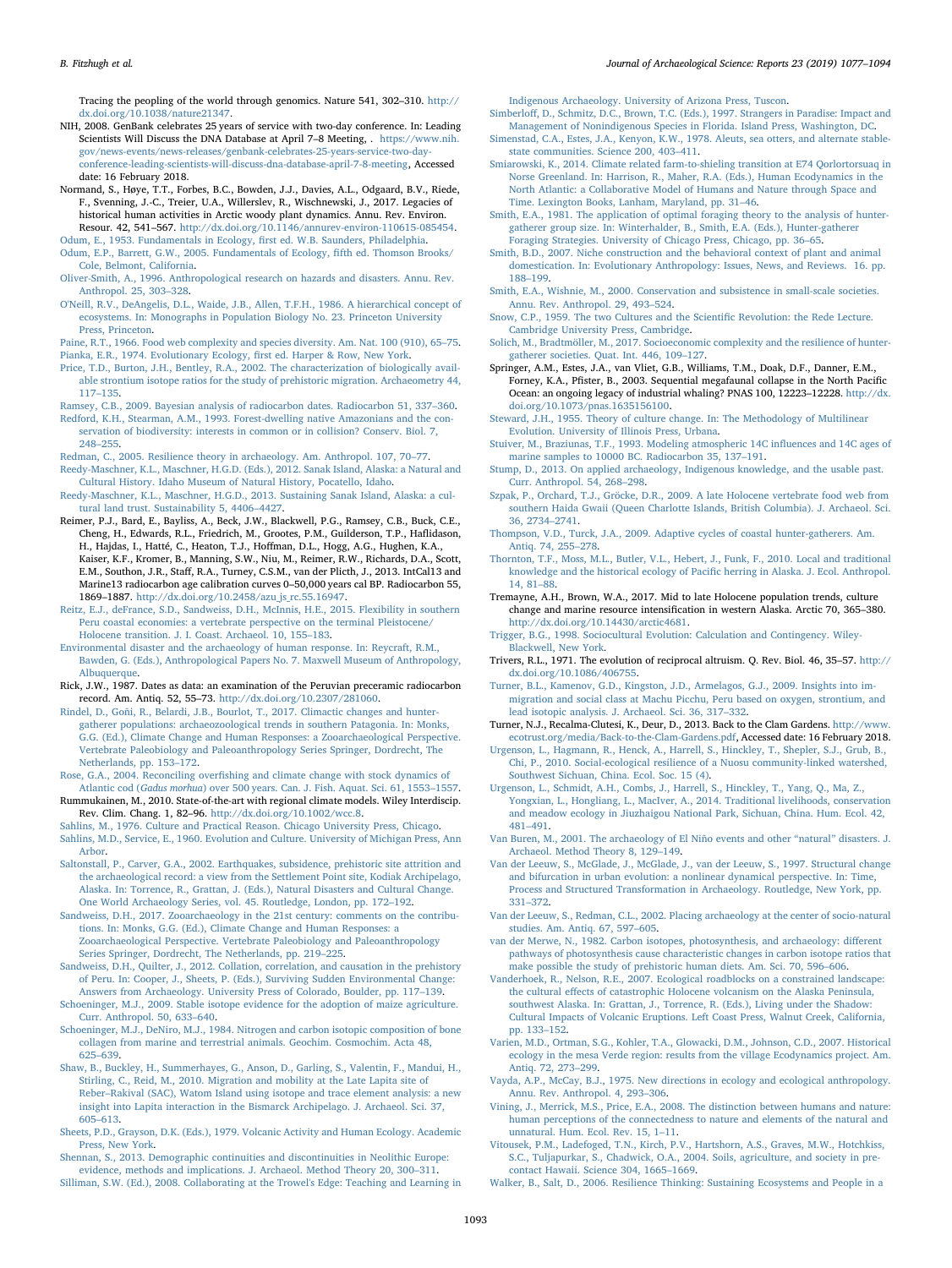Tracing the peopling of the world through genomics. Nature 541, 302–310. http://dx.doi.org/10.1038/nature21347.

NIH, 2008. GenBank celebrates 25 years of service with two-day conference. In: Leading Scientists Will Discuss the DNA Database at April 7–8 Meeting, . https://www.nih.gov/news-events/news-releases/genbank-celebrates-25-years-service-two-day-conference-leading-scientists-will-discuss-dna-database-april-7-8-meeting, Accessed date: 16 February 2018.

Normand, S., Høye, T.T., Forbes, B.C., Bowden, J.J., Davies, A.L., Odgaard, B.V., Riede, F., Svenning, J.-C., Treier, U.A., Willerslev, R., Wischnewski, J., 2017. Legacies of historical human activities in Arctic woody plant dynamics. Annu. Rev. Environ. Resour. 42, 541–567. http://dx.doi.org/10.1146/annurev-environ-110615-085454.

Odum, E., 1953. Fundamentals in Ecology, first ed. W.B. Saunders, Philadelphia.

Odum, E.P., Barrett, G.W., 2005. Fundamentals of Ecology, fifth ed. Thomson Brooks/Cole, Belmont, California.

Oliver-Smith, A., 1996. Anthropological research on hazards and disasters. Annu. Rev. Anthropol. 25, 303–328.

O'Neill, R.V., DeAngelis, D.L., Waide, J.B., Allen, T.F.H., 1986. A hierarchical concept of ecosystems. In: Monographs in Population Biology No. 23. Princeton University Press, Princeton.

Paine, R.T., 1966. Food web complexity and species diversity. Am. Nat. 100 (910), 65–75.

Pianka, E.R., 1974. Evolutionary Ecology, first ed. Harper & Row, New York.

Price, T.D., Burton, J.H., Bentley, R.A., 2002. The characterization of biologically available strontium isotope ratios for the study of prehistoric migration. Archaeometry 44, 117–135.

Ramsey, C.B., 2009. Bayesian analysis of radiocarbon dates. Radiocarbon 51, 337–360.

Redford, K.H., Stearman, A.M., 1993. Forest-dwelling native Amazonians and the conservation of biodiversity: interests in common or in collision? Conserv. Biol. 7, 248–255.

Redman, C., 2005. Resilience theory in archaeology. Am. Anthropol. 107, 70–77.

Reedy-Maschner, K.L., Maschner, H.G.D. (Eds.), 2012. Sanak Island, Alaska: a Natural and Cultural History. Idaho Museum of Natural History, Pocatello, Idaho.

Reedy-Maschner, K.L., Maschner, H.G.D., 2013. Sustaining Sanak Island, Alaska: a cultural land trust. Sustainability 5, 4406–4427.

Reimer, P.J., Bard, E., Bayliss, A., Beck, J.W., Blackwell, P.G., Ramsey, C.B., Buck, C.E., Cheng, H., Edwards, R.L., Friedrich, M., Grootes, P.M., Guilderson, T.P., Haflidason, H., Hajdas, I., Hatté, C., Heaton, T.J., Hoffman, D.L., Hogg, A.G., Hughen, K.A., Kaiser, K.F., Kromer, B., Manning, S.W., Niu, M., Reimer, R.W., Richards, D.A., Scott, E.M., Southon, J.R., Staff, R.A., Turney, C.S.M., van der Plicht, J., 2013. IntCal13 and Marine13 radiocarbon age calibration curves 0–50,000 years cal BP. Radiocarbon 55, 1869–1887. http://dx.doi.org/10.2458/azu_js_rc.55.16947.

Reitz, E.J., deFrance, S.D., Sandweiss, D.H., McInnis, H.E., 2015. Flexibility in southern Peru coastal economies: a vertebrate perspective on the terminal Pleistocene/Holocene transition. J. I. Coast. Archaeol. 10, 155–183.

Environmental disaster and the archaeology of human response. In: Reycraft, R.M., Bawden, G. (Eds.), Anthropological Papers No. 7. Maxwell Museum of Anthropology, Albuquerque.

Rick, J.W., 1987. Dates as data: an examination of the Peruvian preceramic radiocarbon record. Am. Antiq. 52, 55–73. http://dx.doi.org/10.2307/281060.

Rindel, D., Goñi, R., Belardi, J.B., Bourlot, T., 2017. Climactic changes and hunter-gatherer populations: archaeozoological trends in southern Patagonia. In: Monks, G.G. (Ed.), Climate Change and Human Responses: a Zooarchaeological Perspective. Vertebrate Paleobiology and Paleoanthropology Series Springer, Dordrecht, The Netherlands, pp. 153–172.

Rose, G.A., 2004. Reconciling overfishing and climate change with stock dynamics of Atlantic cod (*Gadus morhua*) over 500 years. Can. J. Fish. Aquat. Sci. 61, 1553–1557.

Rummukainen, M., 2010. State-of-the-art with regional climate models. Wiley Interdiscip. Rev. Clim. Chang. 1, 82–96. http://dx.doi.org/10.1002/wcc.8.

Sahlins, M., 1976. Culture and Practical Reason. Chicago University Press, Chicago.

Sahlins, M.D., Service, E., 1960. Evolution and Culture. University of Michigan Press, Ann Arbor.

Saltonstall, P., Carver, G.A., 2002. Earthquakes, subsidence, prehistoric site attrition and the archaeological record: a view from the Settlement Point site, Kodiak Archipelago, Alaska. In: Torrence, R., Grattan, J. (Eds.), Natural Disasters and Cultural Change. One World Archaeology Series, vol. 45. Routledge, London, pp. 172–192.

Sandweiss, D.H., 2017. Zooarchaeology in the 21st century: comments on the contributions. In: Monks, G.G. (Ed.), Climate Change and Human Responses: a Zooarchaeological Perspective. Vertebrate Paleobiology and Paleoanthropology Series Springer, Dordrecht, The Netherlands, pp. 219–225.

Sandweiss, D.H., Quilter, J., 2012. Collation, correlation, and causation in the prehistory of Peru. In: Cooper, J., Sheets, P. (Eds.), Surviving Sudden Environmental Change: Answers from Archaeology. University Press of Colorado, Boulder, pp. 117–139.

Schoeninger, M.J., 2009. Stable isotope evidence for the adoption of maize agriculture. Curr. Anthropol. 50, 633–640.

Schoeninger, M.J., DeNiro, M.J., 1984. Nitrogen and carbon isotopic composition of bone collagen from marine and terrestrial animals. Geochim. Cosmochim. Acta 48, 625–639.

Shaw, B., Buckley, H., Summerhayes, G., Anson, D., Garling, S., Valentin, F., Mandui, H., Stirling, C., Reid, M., 2010. Migration and mobility at the Late Lapita site of Reber–Rakival (SAC), Watom Island using isotope and trace element analysis: a new insight into Lapita interaction in the Bismarck Archipelago. J. Archaeol. Sci. 37, 605–613.

Sheets, P.D., Grayson, D.K. (Eds.), 1979. Volcanic Activity and Human Ecology. Academic Press, New York.

Shennan, S., 2013. Demographic continuities and discontinuities in Neolithic Europe: evidence, methods and implications. J. Archaeol. Method Theory 20, 300–311.

Silliman, S.W. (Ed.), 2008. Collaborating at the Trowel's Edge: Teaching and Learning in Indigenous Archaeology. University of Arizona Press, Tuscon.

Simberloff, D., Schmitz, D.C., Brown, T.C. (Eds.), 1997. Strangers in Paradise: Impact and Management of Nonindigenous Species in Florida. Island Press, Washington, DC.

Simenstad, C.A., Estes, J.A., Kenyon, K.W., 1978. Aleuts, sea otters, and alternate stable-state communities. Science 200, 403–411.

Smiarowski, K., 2014. Climate related farm-to-shieling transition at E74 Qorlortorsuaq in Norse Greenland. In: Harrison, R., Maher, R.A. (Eds.), Human Ecodynamics in the North Atlantic: a Collaborative Model of Humans and Nature through Space and Time. Lexington Books, Lanham, Maryland, pp. 31–46.

Smith, E.A., 1981. The application of optimal foraging theory to the analysis of hunter-gatherer group size. In: Winterhalder, B., Smith, E.A. (Eds.), Hunter-gatherer Foraging Strategies. University of Chicago Press, Chicago, pp. 36–65.

Smith, B.D., 2007. Niche construction and the behavioral context of plant and animal domestication. In: Evolutionary Anthropology: Issues, News, and Reviews. 16. pp. 188–199.

Smith, E.A., Wishnie, M., 2000. Conservation and subsistence in small-scale societies. Annu. Rev. Anthropol. 29, 493–524.

Snow, C.P., 1959. The two Cultures and the Scientific Revolution: the Rede Lecture. Cambridge University Press, Cambridge.

Solich, M., Bradtmöller, M., 2017. Socioeconomic complexity and the resilience of hunter-gatherer societies. Quat. Int. 446, 109–127.

Springer, A.M., Estes, J.A., van Vliet, G.B., Williams, T.M., Doak, D.F., Danner, E.M., Forney, K.A., Pfister, B., 2003. Sequential megafaunal collapse in the North Pacific Ocean: an ongoing legacy of industrial whaling? PNAS 100, 12223–12228. http://dx.doi.org/10.1073/pnas.1635156100.

Steward, J.H., 1955. Theory of culture change. In: The Methodology of Multilinear Evolution. University of Illinois Press, Urbana.

Stuiver, M., Braziunas, T.F., 1993. Modeling atmospheric 14C influences and 14C ages of marine samples to 10000 BC. Radiocarbon 35, 137–191.

Stump, D., 2013. On applied archaeology, Indigenous knowledge, and the usable past. Curr. Anthropol. 54, 268–298.

Szpak, P., Orchard, T.J., Gröcke, D.R., 2009. A late Holocene vertebrate food web from southern Haida Gwaii (Queen Charlotte Islands, British Columbia). J. Archaeol. Sci. 36, 2734–2741.

Thompson, V.D., Turck, J.A., 2009. Adaptive cycles of coastal hunter-gatherers. Am. Antiq. 74, 255–278.

Thornton, T.F., Moss, M.L., Butler, V.L., Hebert, J., Funk, F., 2010. Local and traditional knowledge and the historical ecology of Pacific herring in Alaska. J. Ecol. Anthropol. 14, 81–88.

Tremayne, A.H., Brown, W.A., 2017. Mid to late Holocene population trends, culture change and marine resource intensification in western Alaska. Arctic 70, 365–380. http://dx.doi.org/10.14430/arctic4681.

Trigger, B.G., 1998. Sociocultural Evolution: Calculation and Contingency. Wiley-Blackwell, New York.

Trivers, R.L., 1971. The evolution of reciprocal altruism. Q. Rev. Biol. 46, 35–57. http://dx.doi.org/10.1086/406755.

Turner, B.L., Kamenov, G.D., Kingston, J.D., Armelagos, G.J., 2009. Insights into immigration and social class at Machu Picchu, Peru based on oxygen, strontium, and lead isotopic analysis. J. Archaeol. Sci. 36, 317–332.

Turner, N.J., Recalma-Clutesi, K., Deur, D., 2013. Back to the Clam Gardens. http://www.ecotrust.org/media/Back-to-the-Clam-Gardens.pdf, Accessed date: 16 February 2018.

Urgenson, L., Hagmann, R., Henck, A., Harrell, S., Hinckley, T., Shepler, S.J., Grub, B., Chi, P., 2010. Social-ecological resilience of a Nuosu community-linked watershed, Southwest Sichuan, China. Ecol. Soc. 15 (4).

Urgenson, L., Schmidt, A.H., Combs, J., Harrell, S., Hinckley, T., Yang, Q., Ma, Z., Yongxian, L., Hongliang, L., MacIver, A., 2014. Traditional livelihoods, conservation and meadow ecology in Jiuzhaigou National Park, Sichuan, China. Hum. Ecol. 42, 481–491.

Van Buren, M., 2001. The archaeology of El Niño events and other "natural" disasters. J. Archaeol. Method Theory 8, 129–149.

Van der Leeuw, S., McGlade, J., McGlade, J., van der Leeuw, S., 1997. Structural change and bifurcation in urban evolution: a nonlinear dynamical perspective. In: Time, Process and Structured Transformation in Archaeology. Routledge, New York, pp. 331–372.

Van der Leeuw, S., Redman, C.L., 2002. Placing archaeology at the center of socio-natural studies. Am. Antiq. 67, 597–605.

van der Merwe, N., 1982. Carbon isotopes, photosynthesis, and archaeology: different pathways of photosynthesis cause characteristic changes in carbon isotope ratios that make possible the study of prehistoric human diets. Am. Sci. 70, 596–606.

Vanderhoek, R., Nelson, R.E., 2007. Ecological roadblocks on a constrained landscape: the cultural effects of catastrophic Holocene volcanism on the Alaska Peninsula, southwest Alaska. In: Grattan, J., Torrence, R. (Eds.), Living under the Shadow: Cultural Impacts of Volcanic Eruptions. Left Coast Press, Walnut Creek, California, pp. 133–152.

Varien, M.D., Ortman, S.G., Kohler, T.A., Glowacki, D.M., Johnson, C.D., 2007. Historical ecology in the mesa Verde region: results from the village Ecodynamics project. Am. Antiq. 72, 273–299.

Vayda, A.P., McCay, B.J., 1975. New directions in ecology and ecological anthropology. Annu. Rev. Anthropol. 4, 293–306.

Vining, J., Merrick, M.S., Price, E.A., 2008. The distinction between humans and nature: human perceptions of the connectedness to nature and elements of the natural and unnatural. Hum. Ecol. Rev. 15, 1–11.

Vitousek, P.M., Ladefoged, T.N., Kirch, P.V., Hartshorn, A.S., Graves, M.W., Hotchkiss, S.C., Tuljapurkar, S., Chadwick, O.A., 2004. Soils, agriculture, and society in pre-contact Hawaii. Science 304, 1665–1669.

Walker, B., Salt, D., 2006. Resilience Thinking: Sustaining Ecosystems and People in a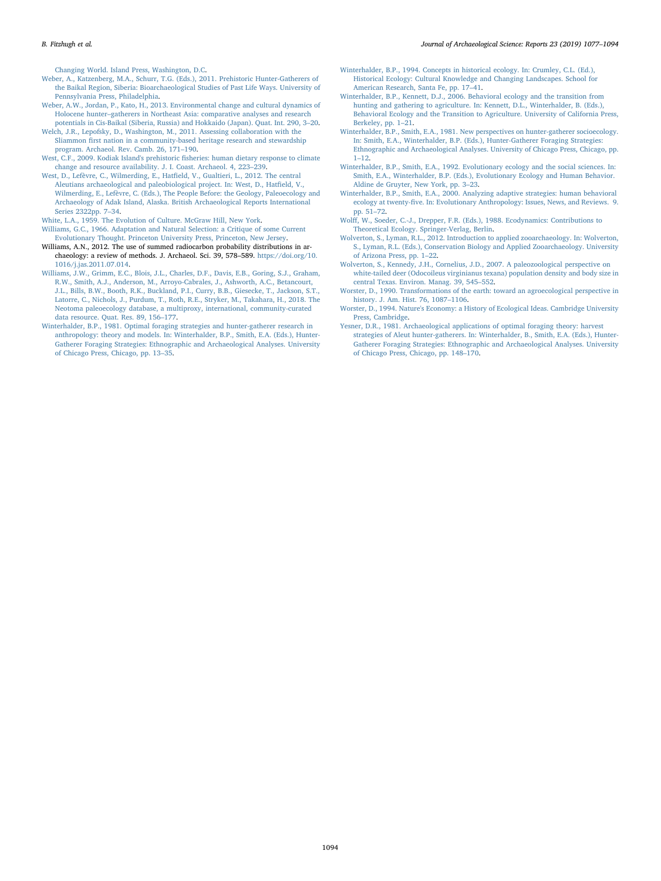Changing World. Island Press, Washington, D.C.

Weber, A., Katzenberg, M.A., Schurr, T.G. (Eds.), 2011. Prehistoric Hunter-Gatherers of the Baikal Region, Siberia: Bioarchaeological Studies of Past Life Ways. University of Pennsylvania Press, Philadelphia.

Weber, A.W., Jordan, P., Kato, H., 2013. Environmental change and cultural dynamics of Holocene hunter–gatherers in Northeast Asia: comparative analyses and research potentials in Cis-Baikal (Siberia, Russia) and Hokkaido (Japan). Quat. Int. 290, 3–20.

Welch, J.R., Lepofsky, D., Washington, M., 2011. Assessing collaboration with the Sliammon first nation in a community-based heritage research and stewardship program. Archaeol. Rev. Camb. 26, 171–190.

West, C.F., 2009. Kodiak Island's prehistoric fisheries: human dietary response to climate change and resource availability. J. I. Coast. Archaeol. 4, 223–239.

West, D., Lefèvre, C., Wilmerding, E., Hatfield, V., Gualtieri, L., 2012. The central Aleutians archaeological and paleobiological project. In: West, D., Hatfield, V., Wilmerding, E., Lefèvre, C. (Eds.), The People Before: the Geology, Paleoecology and Archaeology of Adak Island, Alaska. British Archaeological Reports International Series 2322pp. 7–34.

White, L.A., 1959. The Evolution of Culture. McGraw Hill, New York.

Williams, G.C., 1966. Adaptation and Natural Selection: a Critique of some Current Evolutionary Thought. Princeton University Press, Princeton, New Jersey.

Williams, A.N., 2012. The use of summed radiocarbon probability distributions in archaeology: a review of methods. J. Archaeol. Sci. 39, 578–589. https://doi.org/10.1016/j.jas.2011.07.014.

Williams, J.W., Grimm, E.C., Blois, J.L., Charles, D.F., Davis, E.B., Goring, S.J., Graham, R.W., Smith, A.J., Anderson, M., Arroyo-Cabrales, J., Ashworth, A.C., Betancourt, J.L., Bills, B.W., Booth, R.K., Buckland, P.I., Curry, B.B., Giesecke, T., Jackson, S.T., Latorre, C., Nichols, J., Purdum, T., Roth, R.E., Stryker, M., Takahara, H., 2018. The Neotoma paleoecology database, a multiproxy, international, community-curated data resource. Quat. Res. 89, 156–177.

Winterhalder, B.P., 1981. Optimal foraging strategies and hunter-gatherer research in anthropology: theory and models. In: Winterhalder, B.P., Smith, E.A. (Eds.), Hunter-Gatherer Foraging Strategies: Ethnographic and Archaeological Analyses. University of Chicago Press, Chicago, pp. 13–35.

Winterhalder, B.P., 1994. Concepts in historical ecology. In: Crumley, C.L. (Ed.), Historical Ecology: Cultural Knowledge and Changing Landscapes. School for American Research, Santa Fe, pp. 17–41.

Winterhalder, B.P., Kennett, D.J., 2006. Behavioral ecology and the transition from hunting and gathering to agriculture. In: Kennett, D.L., Winterhalder, B. (Eds.), Behavioral Ecology and the Transition to Agriculture. University of California Press, Berkeley, pp. 1–21.

Winterhalder, B.P., Smith, E.A., 1981. New perspectives on hunter-gatherer socioecology. In: Smith, E.A., Winterhalder, B.P. (Eds.), Hunter-Gatherer Foraging Strategies: Ethnographic and Archaeological Analyses. University of Chicago Press, Chicago, pp. 1–12.

Winterhalder, B.P., Smith, E.A., 1992. Evolutionary ecology and the social sciences. In: Smith, E.A., Winterhalder, B.P. (Eds.), Evolutionary Ecology and Human Behavior. Aldine de Gruyter, New York, pp. 3–23.

Winterhalder, B.P., Smith, E.A., 2000. Analyzing adaptive strategies: human behavioral ecology at twenty-five. In: Evolutionary Anthropology: Issues, News, and Reviews. 9. pp. 51–72.

Wolff, W., Soeder, C.-J., Drepper, F.R. (Eds.), 1988. Ecodynamics: Contributions to Theoretical Ecology. Springer-Verlag, Berlin.

Wolverton, S., Lyman, R.L., 2012. Introduction to applied zooarchaeology. In: Wolverton, S., Lyman, R.L. (Eds.), Conservation Biology and Applied Zooarchaeology. University of Arizona Press, pp. 1–22.

Wolverton, S., Kennedy, J.H., Cornelius, J.D., 2007. A paleozoological perspective on white-tailed deer (Odocoileus virginianus texana) population density and body size in central Texas. Environ. Manag. 39, 545–552.

Worster, D., 1990. Transformations of the earth: toward an agroecological perspective in history. J. Am. Hist. 76, 1087–1106.

Worster, D., 1994. Nature's Economy: a History of Ecological Ideas. Cambridge University Press, Cambridge.

Yesner, D.R., 1981. Archaeological applications of optimal foraging theory: harvest strategies of Aleut hunter-gatherers. In: Winterhalder, B., Smith, E.A. (Eds.), Hunter-Gatherer Foraging Strategies: Ethnographic and Archaeological Analyses. University of Chicago Press, Chicago, pp. 148–170.